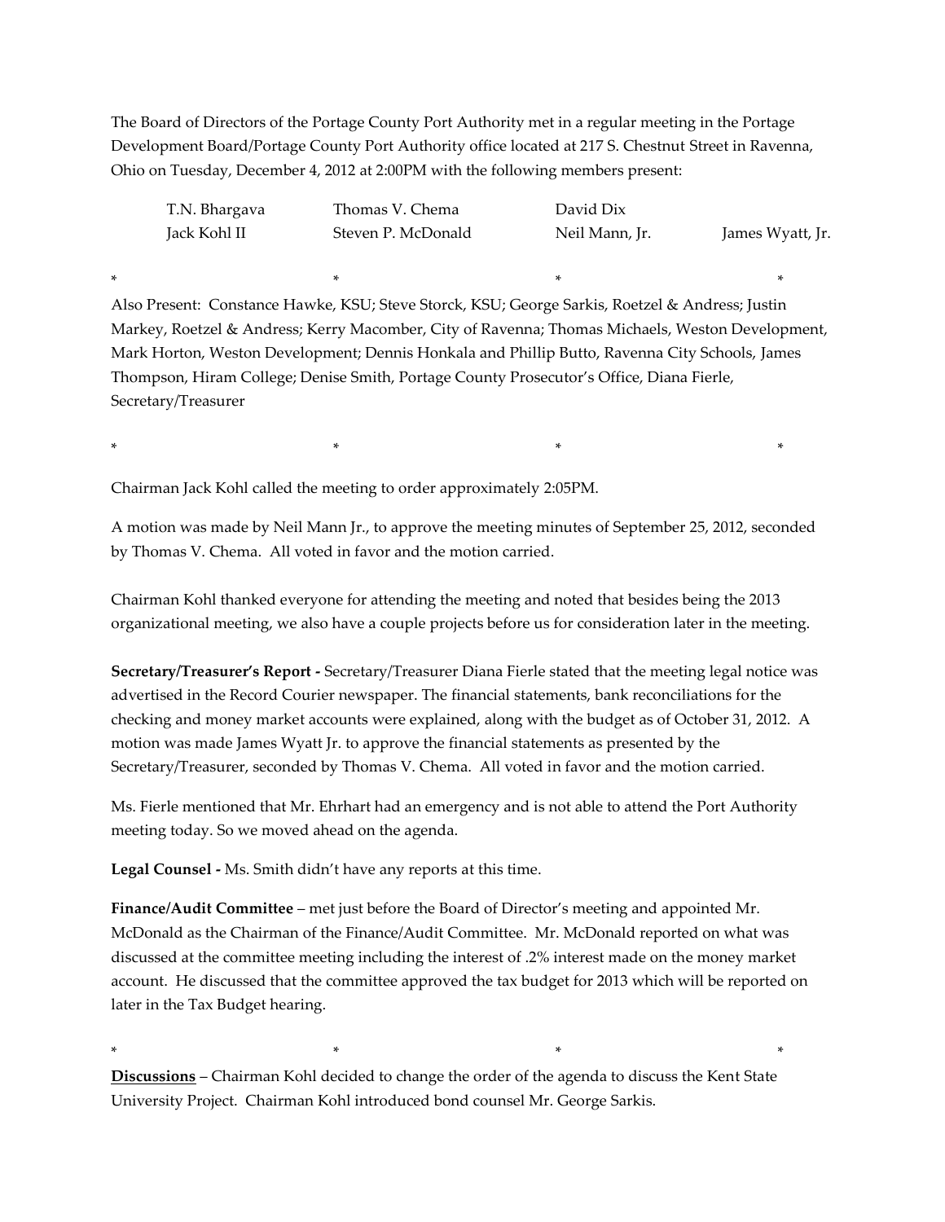The Board of Directors of the Portage County Port Authority met in a regular meeting in the Portage Development Board/Portage County Port Authority office located at 217 S. Chestnut Street in Ravenna, Ohio on Tuesday, December 4, 2012 at 2:00PM with the following members present:

| | | | |
|---|---|---|---|
| T.N. Bhargava | Thomas V. Chema | David Dix | |
| Jack Kohl II | Steven P. McDonald | Neil Mann, Jr. | James Wyatt, Jr. |

\*                    \*                    \*                    \*

Also Present: Constance Hawke, KSU; Steve Storck, KSU; George Sarkis, Roetzel & Andress; Justin Markey, Roetzel & Andress; Kerry Macomber, City of Ravenna; Thomas Michaels, Weston Development, Mark Horton, Weston Development; Dennis Honkala and Phillip Butto, Ravenna City Schools, James Thompson, Hiram College; Denise Smith, Portage County Prosecutor's Office, Diana Fierle, Secretary/Treasurer

\*                    \*                    \*                    \*

Chairman Jack Kohl called the meeting to order approximately 2:05PM.

A motion was made by Neil Mann Jr., to approve the meeting minutes of September 25, 2012, seconded by Thomas V. Chema. All voted in favor and the motion carried.

Chairman Kohl thanked everyone for attending the meeting and noted that besides being the 2013 organizational meeting, we also have a couple projects before us for consideration later in the meeting.

**Secretary/Treasurer's Report -** Secretary/Treasurer Diana Fierle stated that the meeting legal notice was advertised in the Record Courier newspaper. The financial statements, bank reconciliations for the checking and money market accounts were explained, along with the budget as of October 31, 2012. A motion was made James Wyatt Jr. to approve the financial statements as presented by the Secretary/Treasurer, seconded by Thomas V. Chema. All voted in favor and the motion carried.

Ms. Fierle mentioned that Mr. Ehrhart had an emergency and is not able to attend the Port Authority meeting today. So we moved ahead on the agenda.

**Legal Counsel -** Ms. Smith didn't have any reports at this time.

**Finance/Audit Committee** – met just before the Board of Director's meeting and appointed Mr. McDonald as the Chairman of the Finance/Audit Committee. Mr. McDonald reported on what was discussed at the committee meeting including the interest of .2% interest made on the money market account. He discussed that the committee approved the tax budget for 2013 which will be reported on later in the Tax Budget hearing.

\*                    \*                    \*                    \*

**Discussions** – Chairman Kohl decided to change the order of the agenda to discuss the Kent State University Project. Chairman Kohl introduced bond counsel Mr. George Sarkis.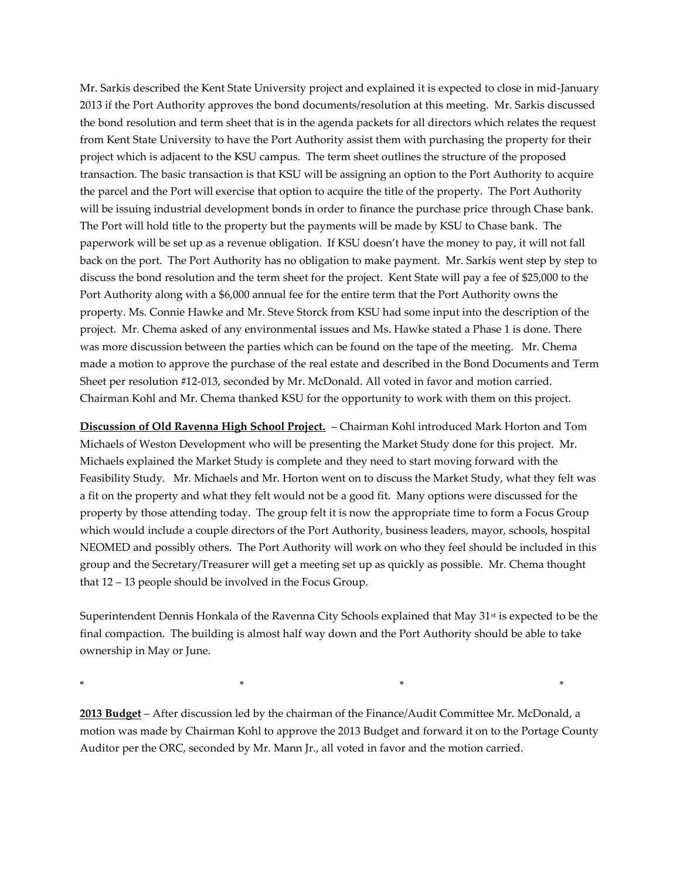Mr. Sarkis described the Kent State University project and explained it is expected to close in mid-January 2013 if the Port Authority approves the bond documents/resolution at this meeting. Mr. Sarkis discussed the bond resolution and term sheet that is in the agenda packets for all directors which relates the request from Kent State University to have the Port Authority assist them with purchasing the property for their project which is adjacent to the KSU campus. The term sheet outlines the structure of the proposed transaction. The basic transaction is that KSU will be assigning an option to the Port Authority to acquire the parcel and the Port will exercise that option to acquire the title of the property. The Port Authority will be issuing industrial development bonds in order to finance the purchase price through Chase bank. The Port will hold title to the property but the payments will be made by KSU to Chase bank. The paperwork will be set up as a revenue obligation. If KSU doesn't have the money to pay, it will not fall back on the port. The Port Authority has no obligation to make payment. Mr. Sarkis went step by step to discuss the bond resolution and the term sheet for the project. Kent State will pay a fee of $25,000 to the Port Authority along with a $6,000 annual fee for the entire term that the Port Authority owns the property. Ms. Connie Hawke and Mr. Steve Storck from KSU had some input into the description of the project. Mr. Chema asked of any environmental issues and Ms. Hawke stated a Phase 1 is done. There was more discussion between the parties which can be found on the tape of the meeting. Mr. Chema made a motion to approve the purchase of the real estate and described in the Bond Documents and Term Sheet per resolution #12-013, seconded by Mr. McDonald. All voted in favor and motion carried. Chairman Kohl and Mr. Chema thanked KSU for the opportunity to work with them on this project.

**Discussion of Old Ravenna High School Project.** – Chairman Kohl introduced Mark Horton and Tom Michaels of Weston Development who will be presenting the Market Study done for this project. Mr. Michaels explained the Market Study is complete and they need to start moving forward with the Feasibility Study. Mr. Michaels and Mr. Horton went on to discuss the Market Study, what they felt was a fit on the property and what they felt would not be a good fit. Many options were discussed for the property by those attending today. The group felt it is now the appropriate time to form a Focus Group which would include a couple directors of the Port Authority, business leaders, mayor, schools, hospital NEOMED and possibly others. The Port Authority will work on who they feel should be included in this group and the Secretary/Treasurer will get a meeting set up as quickly as possible. Mr. Chema thought that 12 – 13 people should be involved in the Focus Group.

Superintendent Dennis Honkala of the Ravenna City Schools explained that May 31st is expected to be the final compaction. The building is almost half way down and the Port Authority should be able to take ownership in May or June.

\* \* \* \*

**2013 Budget** – After discussion led by the chairman of the Finance/Audit Committee Mr. McDonald, a motion was made by Chairman Kohl to approve the 2013 Budget and forward it on to the Portage County Auditor per the ORC, seconded by Mr. Mann Jr., all voted in favor and the motion carried.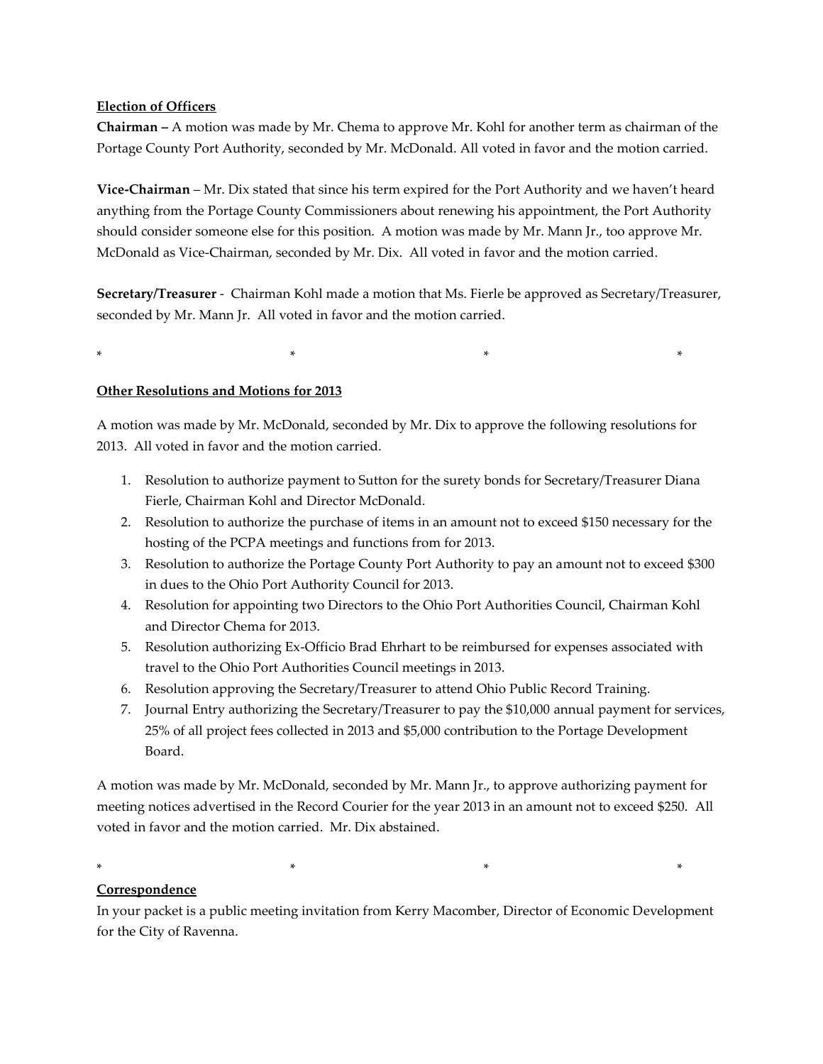**Election of Officers**

**Chairman –** A motion was made by Mr. Chema to approve Mr. Kohl for another term as chairman of the Portage County Port Authority, seconded by Mr. McDonald. All voted in favor and the motion carried.

**Vice-Chairman** – Mr. Dix stated that since his term expired for the Port Authority and we haven't heard anything from the Portage County Commissioners about renewing his appointment, the Port Authority should consider someone else for this position. A motion was made by Mr. Mann Jr., too approve Mr. McDonald as Vice-Chairman, seconded by Mr. Dix. All voted in favor and the motion carried.

**Secretary/Treasurer** - Chairman Kohl made a motion that Ms. Fierle be approved as Secretary/Treasurer, seconded by Mr. Mann Jr. All voted in favor and the motion carried.

\* \* \* \*

**Other Resolutions and Motions for 2013**

A motion was made by Mr. McDonald, seconded by Mr. Dix to approve the following resolutions for 2013. All voted in favor and the motion carried.

1. Resolution to authorize payment to Sutton for the surety bonds for Secretary/Treasurer Diana Fierle, Chairman Kohl and Director McDonald.
2. Resolution to authorize the purchase of items in an amount not to exceed $150 necessary for the hosting of the PCPA meetings and functions from for 2013.
3. Resolution to authorize the Portage County Port Authority to pay an amount not to exceed $300 in dues to the Ohio Port Authority Council for 2013.
4. Resolution for appointing two Directors to the Ohio Port Authorities Council, Chairman Kohl and Director Chema for 2013.
5. Resolution authorizing Ex-Officio Brad Ehrhart to be reimbursed for expenses associated with travel to the Ohio Port Authorities Council meetings in 2013.
6. Resolution approving the Secretary/Treasurer to attend Ohio Public Record Training.
7. Journal Entry authorizing the Secretary/Treasurer to pay the $10,000 annual payment for services, 25% of all project fees collected in 2013 and $5,000 contribution to the Portage Development Board.

A motion was made by Mr. McDonald, seconded by Mr. Mann Jr., to approve authorizing payment for meeting notices advertised in the Record Courier for the year 2013 in an amount not to exceed $250. All voted in favor and the motion carried. Mr. Dix abstained.

\* \* \* \*

**Correspondence**

In your packet is a public meeting invitation from Kerry Macomber, Director of Economic Development for the City of Ravenna.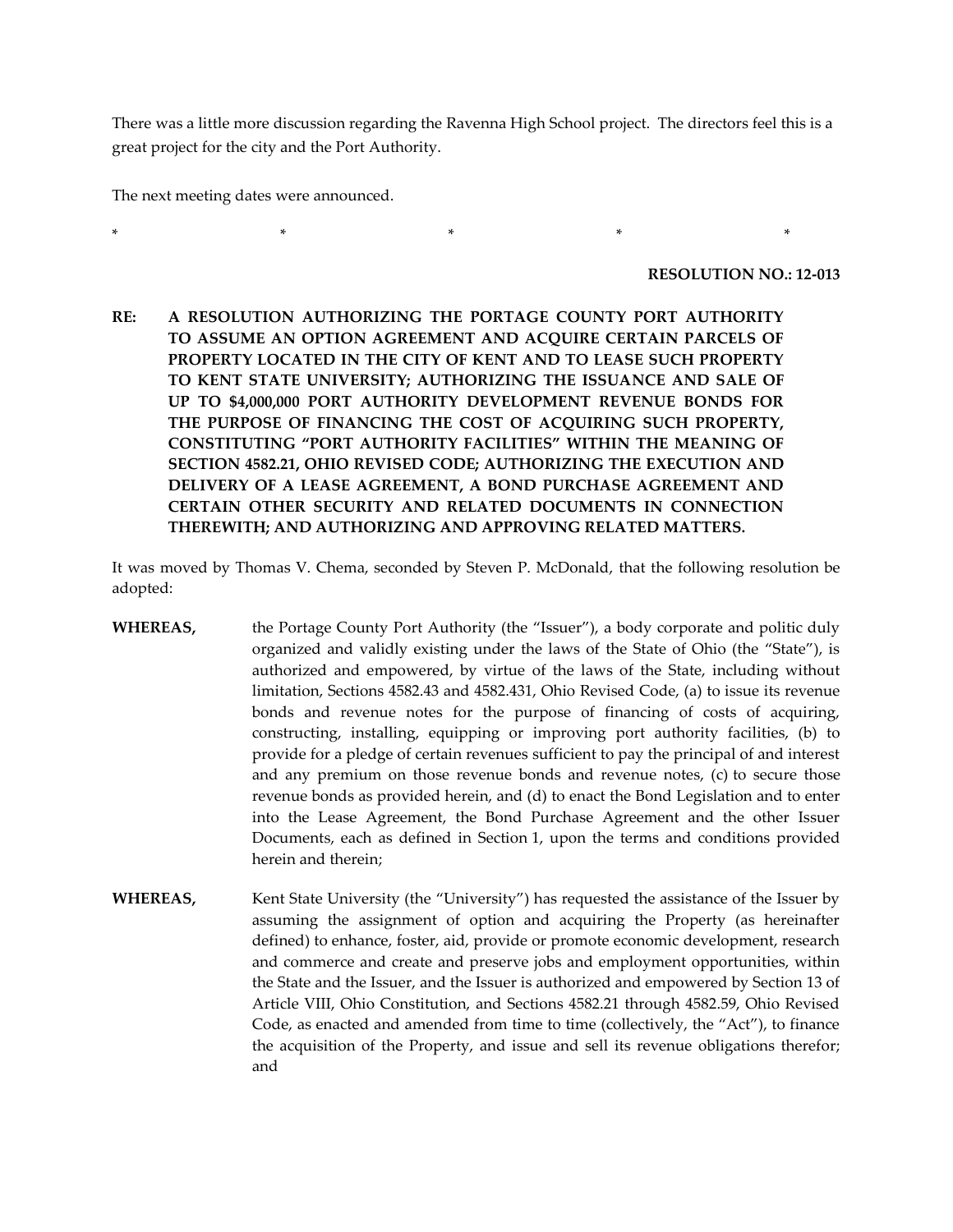There was a little more discussion regarding the Ravenna High School project. The directors feel this is a great project for the city and the Port Authority.

The next meeting dates were announced.

\* \* \* \* \*

**RESOLUTION NO.: 12-013**

**RE: A RESOLUTION AUTHORIZING THE PORTAGE COUNTY PORT AUTHORITY TO ASSUME AN OPTION AGREEMENT AND ACQUIRE CERTAIN PARCELS OF PROPERTY LOCATED IN THE CITY OF KENT AND TO LEASE SUCH PROPERTY TO KENT STATE UNIVERSITY; AUTHORIZING THE ISSUANCE AND SALE OF UP TO $4,000,000 PORT AUTHORITY DEVELOPMENT REVENUE BONDS FOR THE PURPOSE OF FINANCING THE COST OF ACQUIRING SUCH PROPERTY, CONSTITUTING "PORT AUTHORITY FACILITIES" WITHIN THE MEANING OF SECTION 4582.21, OHIO REVISED CODE; AUTHORIZING THE EXECUTION AND DELIVERY OF A LEASE AGREEMENT, A BOND PURCHASE AGREEMENT AND CERTAIN OTHER SECURITY AND RELATED DOCUMENTS IN CONNECTION THEREWITH; AND AUTHORIZING AND APPROVING RELATED MATTERS.**

It was moved by Thomas V. Chema, seconded by Steven P. McDonald, that the following resolution be adopted:

**WHEREAS,** the Portage County Port Authority (the "Issuer"), a body corporate and politic duly organized and validly existing under the laws of the State of Ohio (the "State"), is authorized and empowered, by virtue of the laws of the State, including without limitation, Sections 4582.43 and 4582.431, Ohio Revised Code, (a) to issue its revenue bonds and revenue notes for the purpose of financing of costs of acquiring, constructing, installing, equipping or improving port authority facilities, (b) to provide for a pledge of certain revenues sufficient to pay the principal of and interest and any premium on those revenue bonds and revenue notes, (c) to secure those revenue bonds as provided herein, and (d) to enact the Bond Legislation and to enter into the Lease Agreement, the Bond Purchase Agreement and the other Issuer Documents, each as defined in Section 1, upon the terms and conditions provided herein and therein;

**WHEREAS,** Kent State University (the "University") has requested the assistance of the Issuer by assuming the assignment of option and acquiring the Property (as hereinafter defined) to enhance, foster, aid, provide or promote economic development, research and commerce and create and preserve jobs and employment opportunities, within the State and the Issuer, and the Issuer is authorized and empowered by Section 13 of Article VIII, Ohio Constitution, and Sections 4582.21 through 4582.59, Ohio Revised Code, as enacted and amended from time to time (collectively, the "Act"), to finance the acquisition of the Property, and issue and sell its revenue obligations therefor; and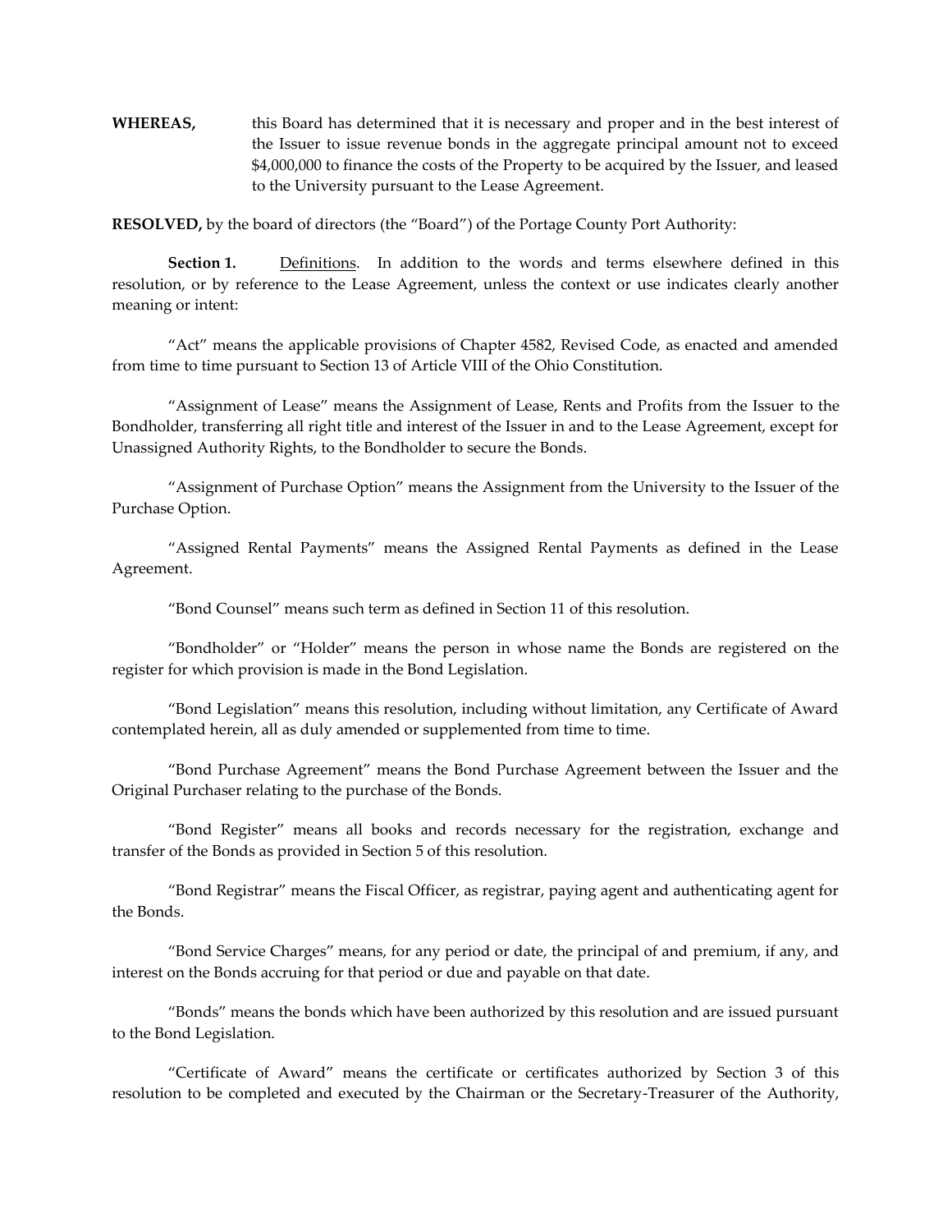**WHEREAS,** this Board has determined that it is necessary and proper and in the best interest of the Issuer to issue revenue bonds in the aggregate principal amount not to exceed $4,000,000 to finance the costs of the Property to be acquired by the Issuer, and leased to the University pursuant to the Lease Agreement.

**RESOLVED,** by the board of directors (the "Board") of the Portage County Port Authority:

**Section 1.** Definitions. In addition to the words and terms elsewhere defined in this resolution, or by reference to the Lease Agreement, unless the context or use indicates clearly another meaning or intent:

"Act" means the applicable provisions of Chapter 4582, Revised Code, as enacted and amended from time to time pursuant to Section 13 of Article VIII of the Ohio Constitution.

"Assignment of Lease" means the Assignment of Lease, Rents and Profits from the Issuer to the Bondholder, transferring all right title and interest of the Issuer in and to the Lease Agreement, except for Unassigned Authority Rights, to the Bondholder to secure the Bonds.

"Assignment of Purchase Option" means the Assignment from the University to the Issuer of the Purchase Option.

"Assigned Rental Payments" means the Assigned Rental Payments as defined in the Lease Agreement.

"Bond Counsel" means such term as defined in Section 11 of this resolution.

"Bondholder" or "Holder" means the person in whose name the Bonds are registered on the register for which provision is made in the Bond Legislation.

"Bond Legislation" means this resolution, including without limitation, any Certificate of Award contemplated herein, all as duly amended or supplemented from time to time.

"Bond Purchase Agreement" means the Bond Purchase Agreement between the Issuer and the Original Purchaser relating to the purchase of the Bonds.

"Bond Register" means all books and records necessary for the registration, exchange and transfer of the Bonds as provided in Section 5 of this resolution.

"Bond Registrar" means the Fiscal Officer, as registrar, paying agent and authenticating agent for the Bonds.

"Bond Service Charges" means, for any period or date, the principal of and premium, if any, and interest on the Bonds accruing for that period or due and payable on that date.

"Bonds" means the bonds which have been authorized by this resolution and are issued pursuant to the Bond Legislation.

"Certificate of Award" means the certificate or certificates authorized by Section 3 of this resolution to be completed and executed by the Chairman or the Secretary-Treasurer of the Authority,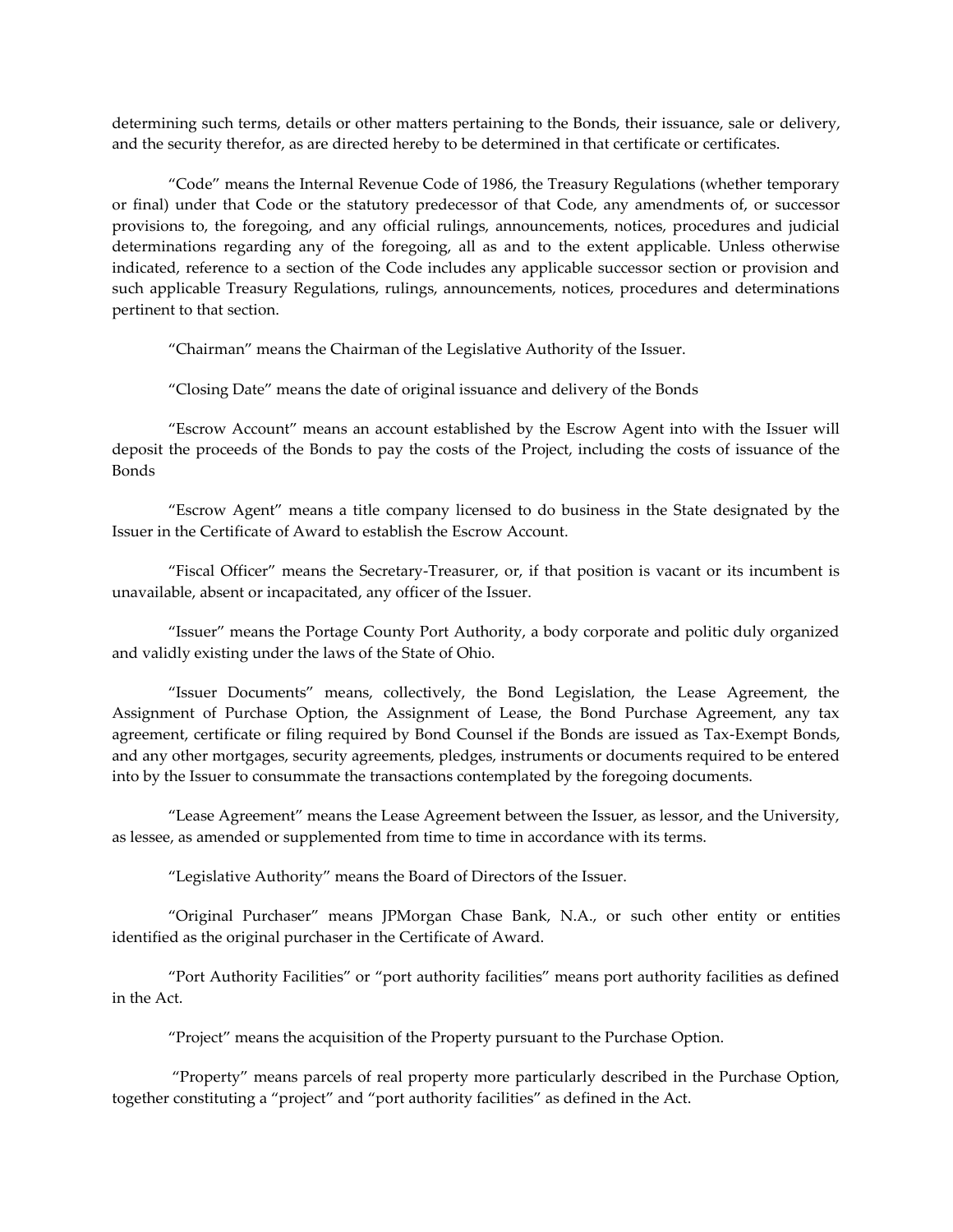determining such terms, details or other matters pertaining to the Bonds, their issuance, sale or delivery, and the security therefor, as are directed hereby to be determined in that certificate or certificates.

"Code" means the Internal Revenue Code of 1986, the Treasury Regulations (whether temporary or final) under that Code or the statutory predecessor of that Code, any amendments of, or successor provisions to, the foregoing, and any official rulings, announcements, notices, procedures and judicial determinations regarding any of the foregoing, all as and to the extent applicable. Unless otherwise indicated, reference to a section of the Code includes any applicable successor section or provision and such applicable Treasury Regulations, rulings, announcements, notices, procedures and determinations pertinent to that section.

"Chairman" means the Chairman of the Legislative Authority of the Issuer.

"Closing Date" means the date of original issuance and delivery of the Bonds

"Escrow Account" means an account established by the Escrow Agent into with the Issuer will deposit the proceeds of the Bonds to pay the costs of the Project, including the costs of issuance of the Bonds

"Escrow Agent" means a title company licensed to do business in the State designated by the Issuer in the Certificate of Award to establish the Escrow Account.

"Fiscal Officer" means the Secretary-Treasurer, or, if that position is vacant or its incumbent is unavailable, absent or incapacitated, any officer of the Issuer.

"Issuer" means the Portage County Port Authority, a body corporate and politic duly organized and validly existing under the laws of the State of Ohio.

"Issuer Documents" means, collectively, the Bond Legislation, the Lease Agreement, the Assignment of Purchase Option, the Assignment of Lease, the Bond Purchase Agreement, any tax agreement, certificate or filing required by Bond Counsel if the Bonds are issued as Tax-Exempt Bonds, and any other mortgages, security agreements, pledges, instruments or documents required to be entered into by the Issuer to consummate the transactions contemplated by the foregoing documents.

"Lease Agreement" means the Lease Agreement between the Issuer, as lessor, and the University, as lessee, as amended or supplemented from time to time in accordance with its terms.

"Legislative Authority" means the Board of Directors of the Issuer.

"Original Purchaser" means JPMorgan Chase Bank, N.A., or such other entity or entities identified as the original purchaser in the Certificate of Award.

"Port Authority Facilities" or "port authority facilities" means port authority facilities as defined in the Act.

"Project" means the acquisition of the Property pursuant to the Purchase Option.

"Property" means parcels of real property more particularly described in the Purchase Option, together constituting a "project" and "port authority facilities" as defined in the Act.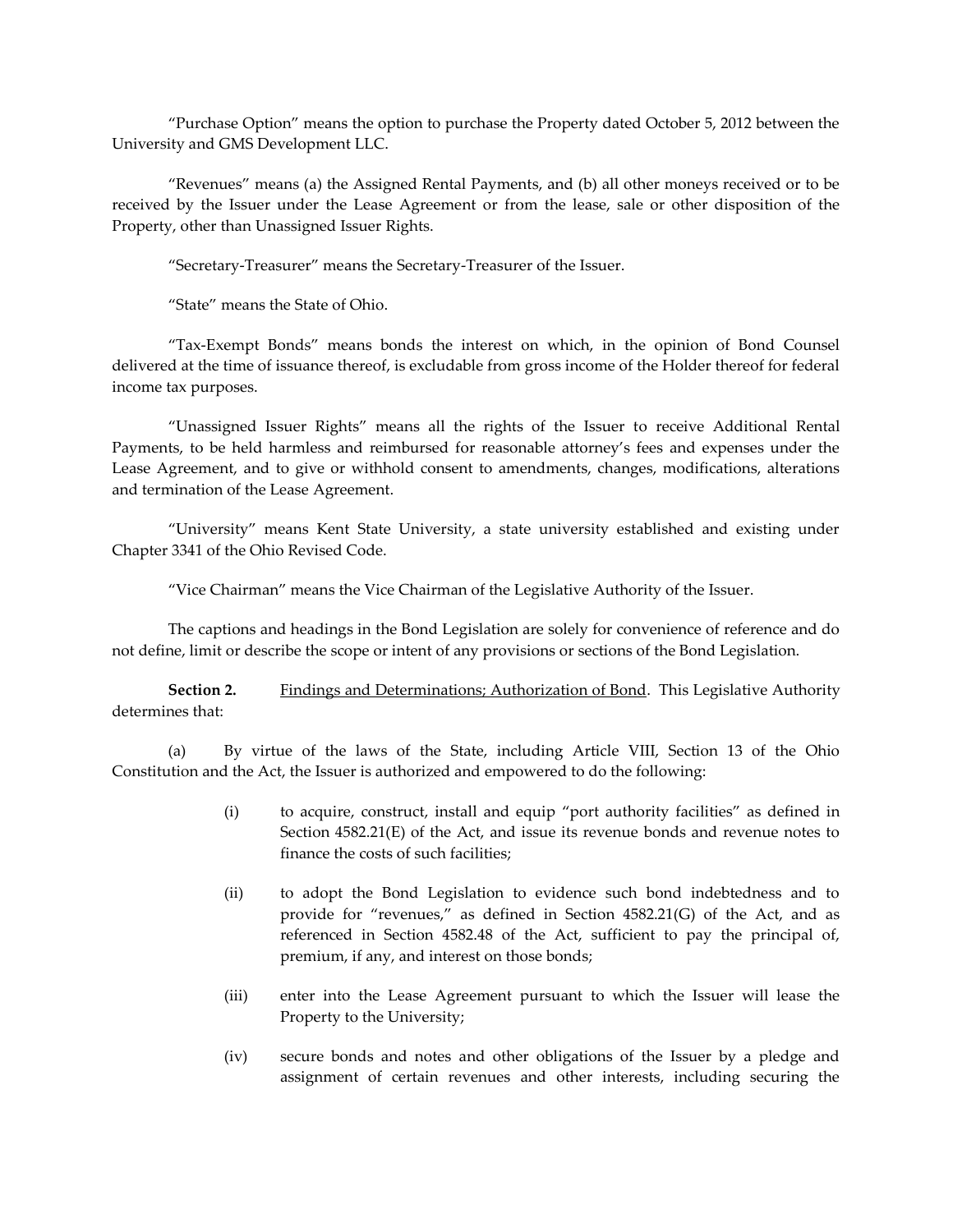"Purchase Option" means the option to purchase the Property dated October 5, 2012 between the University and GMS Development LLC.

"Revenues" means (a) the Assigned Rental Payments, and (b) all other moneys received or to be received by the Issuer under the Lease Agreement or from the lease, sale or other disposition of the Property, other than Unassigned Issuer Rights.

"Secretary-Treasurer" means the Secretary-Treasurer of the Issuer.

"State" means the State of Ohio.

"Tax-Exempt Bonds" means bonds the interest on which, in the opinion of Bond Counsel delivered at the time of issuance thereof, is excludable from gross income of the Holder thereof for federal income tax purposes.

"Unassigned Issuer Rights" means all the rights of the Issuer to receive Additional Rental Payments, to be held harmless and reimbursed for reasonable attorney's fees and expenses under the Lease Agreement, and to give or withhold consent to amendments, changes, modifications, alterations and termination of the Lease Agreement.

"University" means Kent State University, a state university established and existing under Chapter 3341 of the Ohio Revised Code.

"Vice Chairman" means the Vice Chairman of the Legislative Authority of the Issuer.

The captions and headings in the Bond Legislation are solely for convenience of reference and do not define, limit or describe the scope or intent of any provisions or sections of the Bond Legislation.

**Section 2.** Findings and Determinations; Authorization of Bond. This Legislative Authority determines that:

(a) By virtue of the laws of the State, including Article VIII, Section 13 of the Ohio Constitution and the Act, the Issuer is authorized and empowered to do the following:

(i) to acquire, construct, install and equip "port authority facilities" as defined in Section 4582.21(E) of the Act, and issue its revenue bonds and revenue notes to finance the costs of such facilities;

(ii) to adopt the Bond Legislation to evidence such bond indebtedness and to provide for "revenues," as defined in Section 4582.21(G) of the Act, and as referenced in Section 4582.48 of the Act, sufficient to pay the principal of, premium, if any, and interest on those bonds;

(iii) enter into the Lease Agreement pursuant to which the Issuer will lease the Property to the University;

(iv) secure bonds and notes and other obligations of the Issuer by a pledge and assignment of certain revenues and other interests, including securing the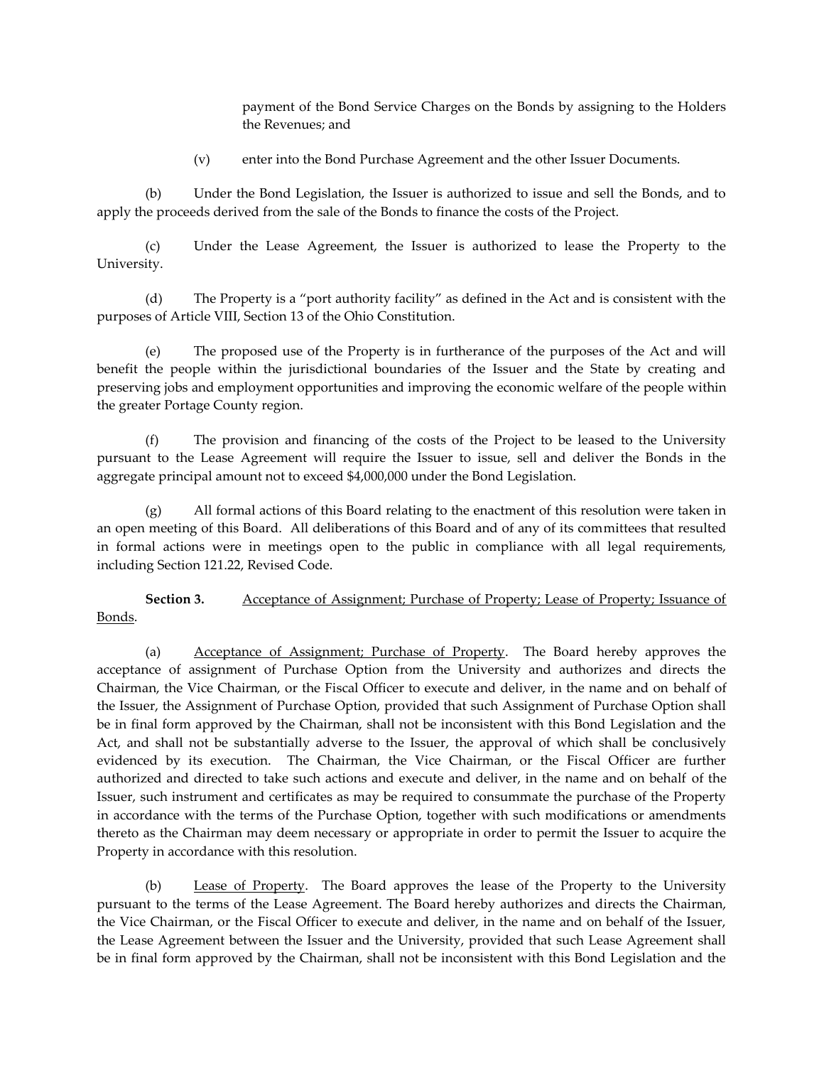payment of the Bond Service Charges on the Bonds by assigning to the Holders the Revenues; and

(v) enter into the Bond Purchase Agreement and the other Issuer Documents.

(b) Under the Bond Legislation, the Issuer is authorized to issue and sell the Bonds, and to apply the proceeds derived from the sale of the Bonds to finance the costs of the Project.

(c) Under the Lease Agreement, the Issuer is authorized to lease the Property to the University.

(d) The Property is a "port authority facility" as defined in the Act and is consistent with the purposes of Article VIII, Section 13 of the Ohio Constitution.

(e) The proposed use of the Property is in furtherance of the purposes of the Act and will benefit the people within the jurisdictional boundaries of the Issuer and the State by creating and preserving jobs and employment opportunities and improving the economic welfare of the people within the greater Portage County region.

(f) The provision and financing of the costs of the Project to be leased to the University pursuant to the Lease Agreement will require the Issuer to issue, sell and deliver the Bonds in the aggregate principal amount not to exceed $4,000,000 under the Bond Legislation.

(g) All formal actions of this Board relating to the enactment of this resolution were taken in an open meeting of this Board. All deliberations of this Board and of any of its committees that resulted in formal actions were in meetings open to the public in compliance with all legal requirements, including Section 121.22, Revised Code.

**Section 3.** Acceptance of Assignment; Purchase of Property; Lease of Property; Issuance of Bonds.

(a) Acceptance of Assignment; Purchase of Property. The Board hereby approves the acceptance of assignment of Purchase Option from the University and authorizes and directs the Chairman, the Vice Chairman, or the Fiscal Officer to execute and deliver, in the name and on behalf of the Issuer, the Assignment of Purchase Option, provided that such Assignment of Purchase Option shall be in final form approved by the Chairman, shall not be inconsistent with this Bond Legislation and the Act, and shall not be substantially adverse to the Issuer, the approval of which shall be conclusively evidenced by its execution. The Chairman, the Vice Chairman, or the Fiscal Officer are further authorized and directed to take such actions and execute and deliver, in the name and on behalf of the Issuer, such instrument and certificates as may be required to consummate the purchase of the Property in accordance with the terms of the Purchase Option, together with such modifications or amendments thereto as the Chairman may deem necessary or appropriate in order to permit the Issuer to acquire the Property in accordance with this resolution.

(b) Lease of Property. The Board approves the lease of the Property to the University pursuant to the terms of the Lease Agreement. The Board hereby authorizes and directs the Chairman, the Vice Chairman, or the Fiscal Officer to execute and deliver, in the name and on behalf of the Issuer, the Lease Agreement between the Issuer and the University, provided that such Lease Agreement shall be in final form approved by the Chairman, shall not be inconsistent with this Bond Legislation and the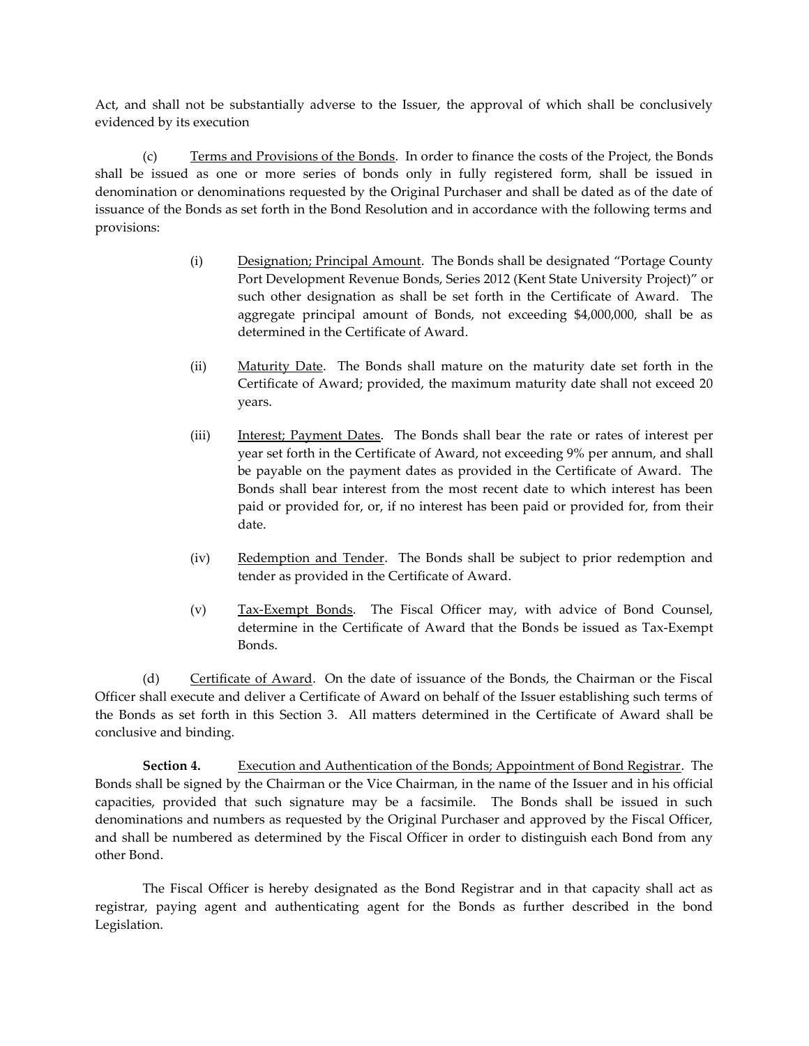Act, and shall not be substantially adverse to the Issuer, the approval of which shall be conclusively evidenced by its execution

(c) Terms and Provisions of the Bonds. In order to finance the costs of the Project, the Bonds shall be issued as one or more series of bonds only in fully registered form, shall be issued in denomination or denominations requested by the Original Purchaser and shall be dated as of the date of issuance of the Bonds as set forth in the Bond Resolution and in accordance with the following terms and provisions:

(i) Designation; Principal Amount. The Bonds shall be designated "Portage County Port Development Revenue Bonds, Series 2012 (Kent State University Project)" or such other designation as shall be set forth in the Certificate of Award. The aggregate principal amount of Bonds, not exceeding $4,000,000, shall be as determined in the Certificate of Award.

(ii) Maturity Date. The Bonds shall mature on the maturity date set forth in the Certificate of Award; provided, the maximum maturity date shall not exceed 20 years.

(iii) Interest; Payment Dates. The Bonds shall bear the rate or rates of interest per year set forth in the Certificate of Award, not exceeding 9% per annum, and shall be payable on the payment dates as provided in the Certificate of Award. The Bonds shall bear interest from the most recent date to which interest has been paid or provided for, or, if no interest has been paid or provided for, from their date.

(iv) Redemption and Tender. The Bonds shall be subject to prior redemption and tender as provided in the Certificate of Award.

(v) Tax-Exempt Bonds. The Fiscal Officer may, with advice of Bond Counsel, determine in the Certificate of Award that the Bonds be issued as Tax-Exempt Bonds.

(d) Certificate of Award. On the date of issuance of the Bonds, the Chairman or the Fiscal Officer shall execute and deliver a Certificate of Award on behalf of the Issuer establishing such terms of the Bonds as set forth in this Section 3. All matters determined in the Certificate of Award shall be conclusive and binding.

**Section 4.** Execution and Authentication of the Bonds; Appointment of Bond Registrar. The Bonds shall be signed by the Chairman or the Vice Chairman, in the name of the Issuer and in his official capacities, provided that such signature may be a facsimile. The Bonds shall be issued in such denominations and numbers as requested by the Original Purchaser and approved by the Fiscal Officer, and shall be numbered as determined by the Fiscal Officer in order to distinguish each Bond from any other Bond.

The Fiscal Officer is hereby designated as the Bond Registrar and in that capacity shall act as registrar, paying agent and authenticating agent for the Bonds as further described in the bond Legislation.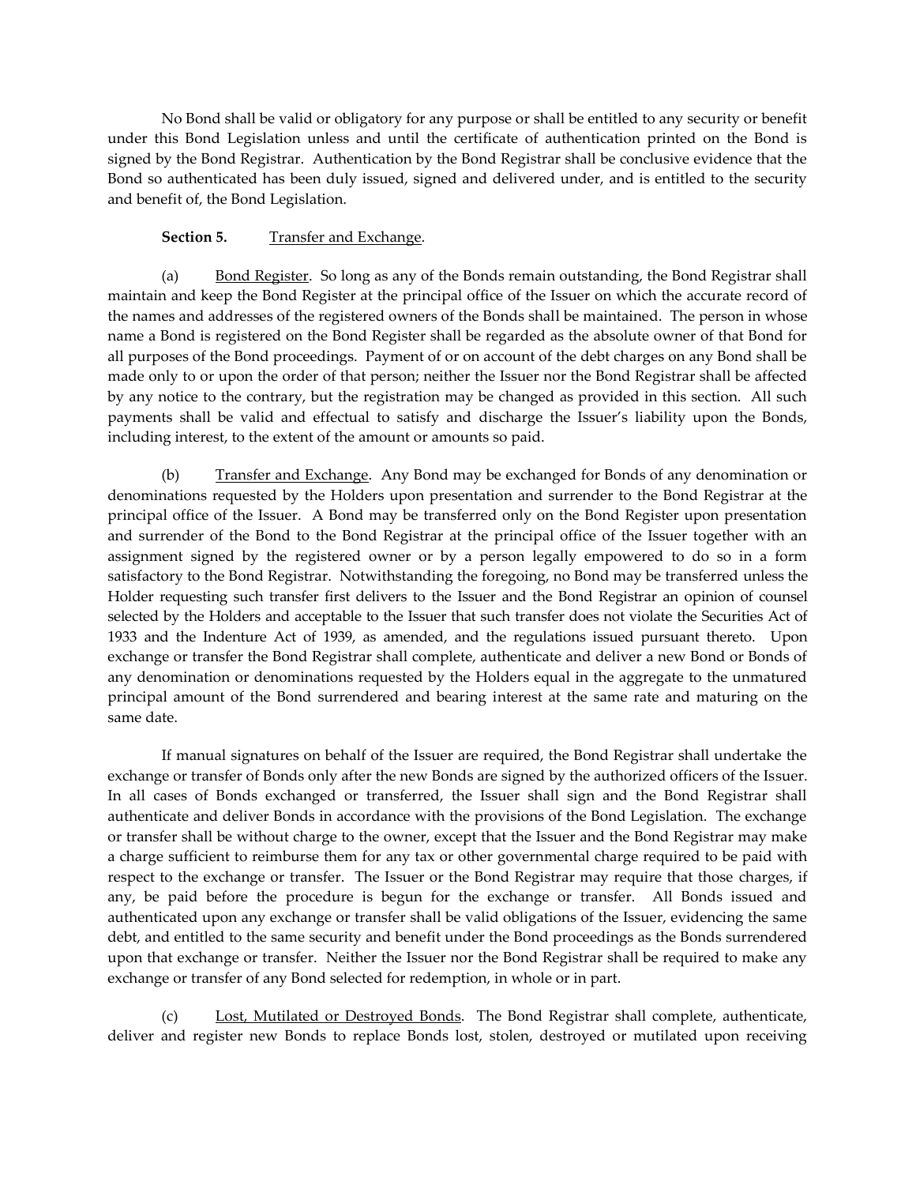No Bond shall be valid or obligatory for any purpose or shall be entitled to any security or benefit under this Bond Legislation unless and until the certificate of authentication printed on the Bond is signed by the Bond Registrar. Authentication by the Bond Registrar shall be conclusive evidence that the Bond so authenticated has been duly issued, signed and delivered under, and is entitled to the security and benefit of, the Bond Legislation.

**Section 5.** Transfer and Exchange.

(a) Bond Register. So long as any of the Bonds remain outstanding, the Bond Registrar shall maintain and keep the Bond Register at the principal office of the Issuer on which the accurate record of the names and addresses of the registered owners of the Bonds shall be maintained. The person in whose name a Bond is registered on the Bond Register shall be regarded as the absolute owner of that Bond for all purposes of the Bond proceedings. Payment of or on account of the debt charges on any Bond shall be made only to or upon the order of that person; neither the Issuer nor the Bond Registrar shall be affected by any notice to the contrary, but the registration may be changed as provided in this section. All such payments shall be valid and effectual to satisfy and discharge the Issuer's liability upon the Bonds, including interest, to the extent of the amount or amounts so paid.

(b) Transfer and Exchange. Any Bond may be exchanged for Bonds of any denomination or denominations requested by the Holders upon presentation and surrender to the Bond Registrar at the principal office of the Issuer. A Bond may be transferred only on the Bond Register upon presentation and surrender of the Bond to the Bond Registrar at the principal office of the Issuer together with an assignment signed by the registered owner or by a person legally empowered to do so in a form satisfactory to the Bond Registrar. Notwithstanding the foregoing, no Bond may be transferred unless the Holder requesting such transfer first delivers to the Issuer and the Bond Registrar an opinion of counsel selected by the Holders and acceptable to the Issuer that such transfer does not violate the Securities Act of 1933 and the Indenture Act of 1939, as amended, and the regulations issued pursuant thereto. Upon exchange or transfer the Bond Registrar shall complete, authenticate and deliver a new Bond or Bonds of any denomination or denominations requested by the Holders equal in the aggregate to the unmatured principal amount of the Bond surrendered and bearing interest at the same rate and maturing on the same date.

If manual signatures on behalf of the Issuer are required, the Bond Registrar shall undertake the exchange or transfer of Bonds only after the new Bonds are signed by the authorized officers of the Issuer. In all cases of Bonds exchanged or transferred, the Issuer shall sign and the Bond Registrar shall authenticate and deliver Bonds in accordance with the provisions of the Bond Legislation. The exchange or transfer shall be without charge to the owner, except that the Issuer and the Bond Registrar may make a charge sufficient to reimburse them for any tax or other governmental charge required to be paid with respect to the exchange or transfer. The Issuer or the Bond Registrar may require that those charges, if any, be paid before the procedure is begun for the exchange or transfer. All Bonds issued and authenticated upon any exchange or transfer shall be valid obligations of the Issuer, evidencing the same debt, and entitled to the same security and benefit under the Bond proceedings as the Bonds surrendered upon that exchange or transfer. Neither the Issuer nor the Bond Registrar shall be required to make any exchange or transfer of any Bond selected for redemption, in whole or in part.

(c) Lost, Mutilated or Destroyed Bonds. The Bond Registrar shall complete, authenticate, deliver and register new Bonds to replace Bonds lost, stolen, destroyed or mutilated upon receiving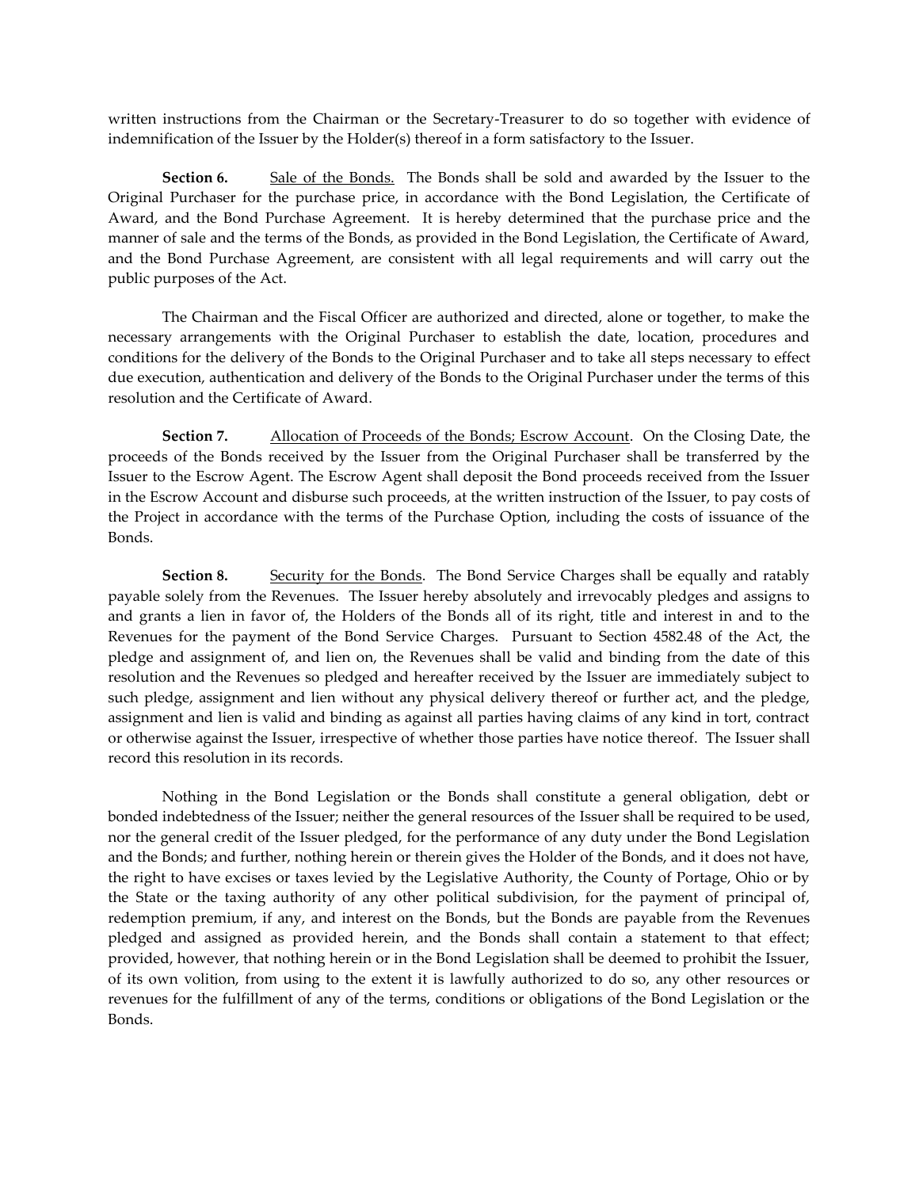written instructions from the Chairman or the Secretary-Treasurer to do so together with evidence of indemnification of the Issuer by the Holder(s) thereof in a form satisfactory to the Issuer.

**Section 6.** Sale of the Bonds. The Bonds shall be sold and awarded by the Issuer to the Original Purchaser for the purchase price, in accordance with the Bond Legislation, the Certificate of Award, and the Bond Purchase Agreement. It is hereby determined that the purchase price and the manner of sale and the terms of the Bonds, as provided in the Bond Legislation, the Certificate of Award, and the Bond Purchase Agreement, are consistent with all legal requirements and will carry out the public purposes of the Act.

The Chairman and the Fiscal Officer are authorized and directed, alone or together, to make the necessary arrangements with the Original Purchaser to establish the date, location, procedures and conditions for the delivery of the Bonds to the Original Purchaser and to take all steps necessary to effect due execution, authentication and delivery of the Bonds to the Original Purchaser under the terms of this resolution and the Certificate of Award.

**Section 7.** Allocation of Proceeds of the Bonds; Escrow Account. On the Closing Date, the proceeds of the Bonds received by the Issuer from the Original Purchaser shall be transferred by the Issuer to the Escrow Agent. The Escrow Agent shall deposit the Bond proceeds received from the Issuer in the Escrow Account and disburse such proceeds, at the written instruction of the Issuer, to pay costs of the Project in accordance with the terms of the Purchase Option, including the costs of issuance of the Bonds.

**Section 8.** Security for the Bonds. The Bond Service Charges shall be equally and ratably payable solely from the Revenues. The Issuer hereby absolutely and irrevocably pledges and assigns to and grants a lien in favor of, the Holders of the Bonds all of its right, title and interest in and to the Revenues for the payment of the Bond Service Charges. Pursuant to Section 4582.48 of the Act, the pledge and assignment of, and lien on, the Revenues shall be valid and binding from the date of this resolution and the Revenues so pledged and hereafter received by the Issuer are immediately subject to such pledge, assignment and lien without any physical delivery thereof or further act, and the pledge, assignment and lien is valid and binding as against all parties having claims of any kind in tort, contract or otherwise against the Issuer, irrespective of whether those parties have notice thereof. The Issuer shall record this resolution in its records.

Nothing in the Bond Legislation or the Bonds shall constitute a general obligation, debt or bonded indebtedness of the Issuer; neither the general resources of the Issuer shall be required to be used, nor the general credit of the Issuer pledged, for the performance of any duty under the Bond Legislation and the Bonds; and further, nothing herein or therein gives the Holder of the Bonds, and it does not have, the right to have excises or taxes levied by the Legislative Authority, the County of Portage, Ohio or by the State or the taxing authority of any other political subdivision, for the payment of principal of, redemption premium, if any, and interest on the Bonds, but the Bonds are payable from the Revenues pledged and assigned as provided herein, and the Bonds shall contain a statement to that effect; provided, however, that nothing herein or in the Bond Legislation shall be deemed to prohibit the Issuer, of its own volition, from using to the extent it is lawfully authorized to do so, any other resources or revenues for the fulfillment of any of the terms, conditions or obligations of the Bond Legislation or the Bonds.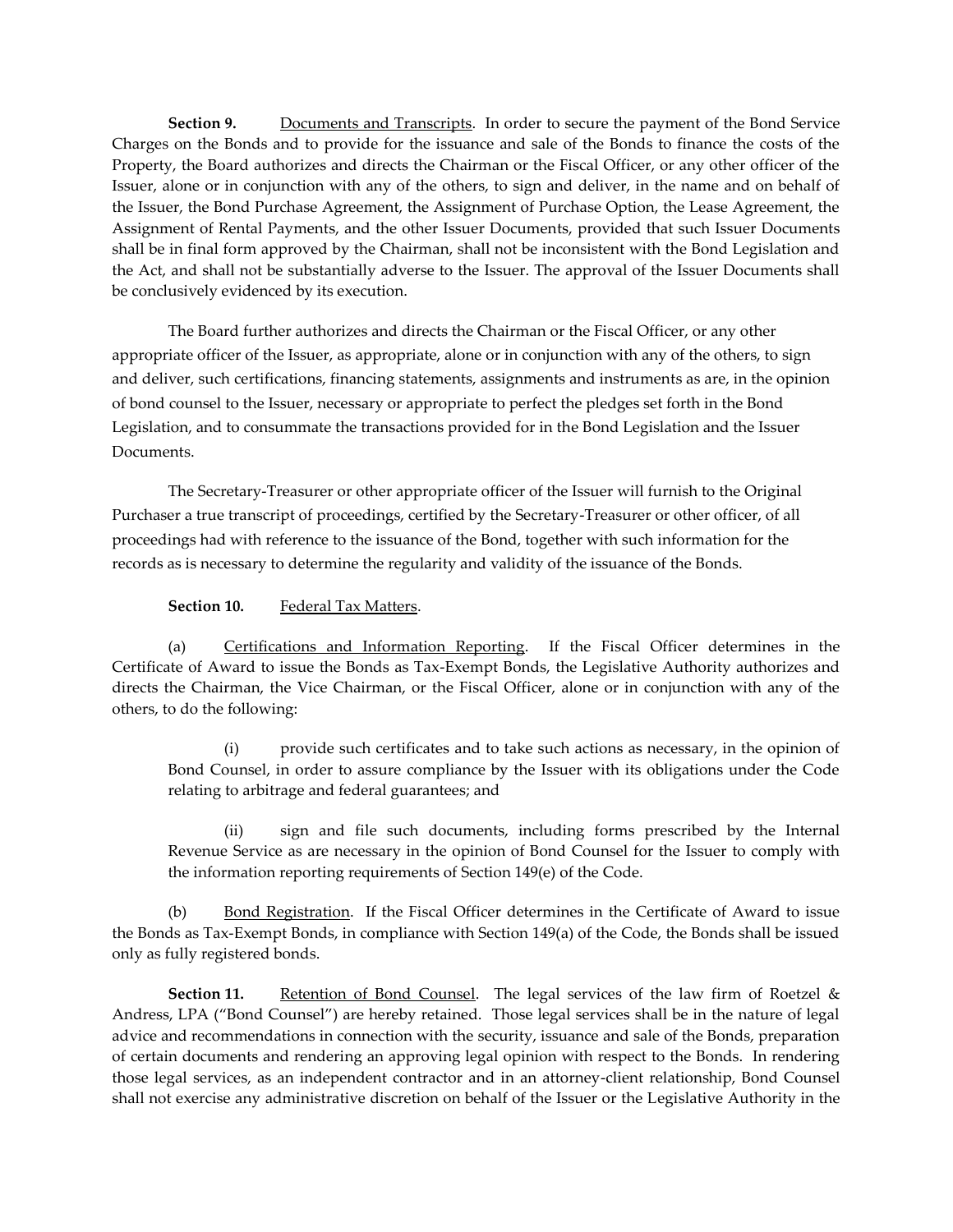**Section 9.** Documents and Transcripts. In order to secure the payment of the Bond Service Charges on the Bonds and to provide for the issuance and sale of the Bonds to finance the costs of the Property, the Board authorizes and directs the Chairman or the Fiscal Officer, or any other officer of the Issuer, alone or in conjunction with any of the others, to sign and deliver, in the name and on behalf of the Issuer, the Bond Purchase Agreement, the Assignment of Purchase Option, the Lease Agreement, the Assignment of Rental Payments, and the other Issuer Documents, provided that such Issuer Documents shall be in final form approved by the Chairman, shall not be inconsistent with the Bond Legislation and the Act, and shall not be substantially adverse to the Issuer. The approval of the Issuer Documents shall be conclusively evidenced by its execution.

The Board further authorizes and directs the Chairman or the Fiscal Officer, or any other appropriate officer of the Issuer, as appropriate, alone or in conjunction with any of the others, to sign and deliver, such certifications, financing statements, assignments and instruments as are, in the opinion of bond counsel to the Issuer, necessary or appropriate to perfect the pledges set forth in the Bond Legislation, and to consummate the transactions provided for in the Bond Legislation and the Issuer Documents.

The Secretary-Treasurer or other appropriate officer of the Issuer will furnish to the Original Purchaser a true transcript of proceedings, certified by the Secretary-Treasurer or other officer, of all proceedings had with reference to the issuance of the Bond, together with such information for the records as is necessary to determine the regularity and validity of the issuance of the Bonds.

**Section 10.** Federal Tax Matters.

(a) Certifications and Information Reporting. If the Fiscal Officer determines in the Certificate of Award to issue the Bonds as Tax-Exempt Bonds, the Legislative Authority authorizes and directs the Chairman, the Vice Chairman, or the Fiscal Officer, alone or in conjunction with any of the others, to do the following:

(i) provide such certificates and to take such actions as necessary, in the opinion of Bond Counsel, in order to assure compliance by the Issuer with its obligations under the Code relating to arbitrage and federal guarantees; and

(ii) sign and file such documents, including forms prescribed by the Internal Revenue Service as are necessary in the opinion of Bond Counsel for the Issuer to comply with the information reporting requirements of Section 149(e) of the Code.

(b) Bond Registration. If the Fiscal Officer determines in the Certificate of Award to issue the Bonds as Tax-Exempt Bonds, in compliance with Section 149(a) of the Code, the Bonds shall be issued only as fully registered bonds.

**Section 11.** Retention of Bond Counsel. The legal services of the law firm of Roetzel & Andress, LPA ("Bond Counsel") are hereby retained. Those legal services shall be in the nature of legal advice and recommendations in connection with the security, issuance and sale of the Bonds, preparation of certain documents and rendering an approving legal opinion with respect to the Bonds. In rendering those legal services, as an independent contractor and in an attorney-client relationship, Bond Counsel shall not exercise any administrative discretion on behalf of the Issuer or the Legislative Authority in the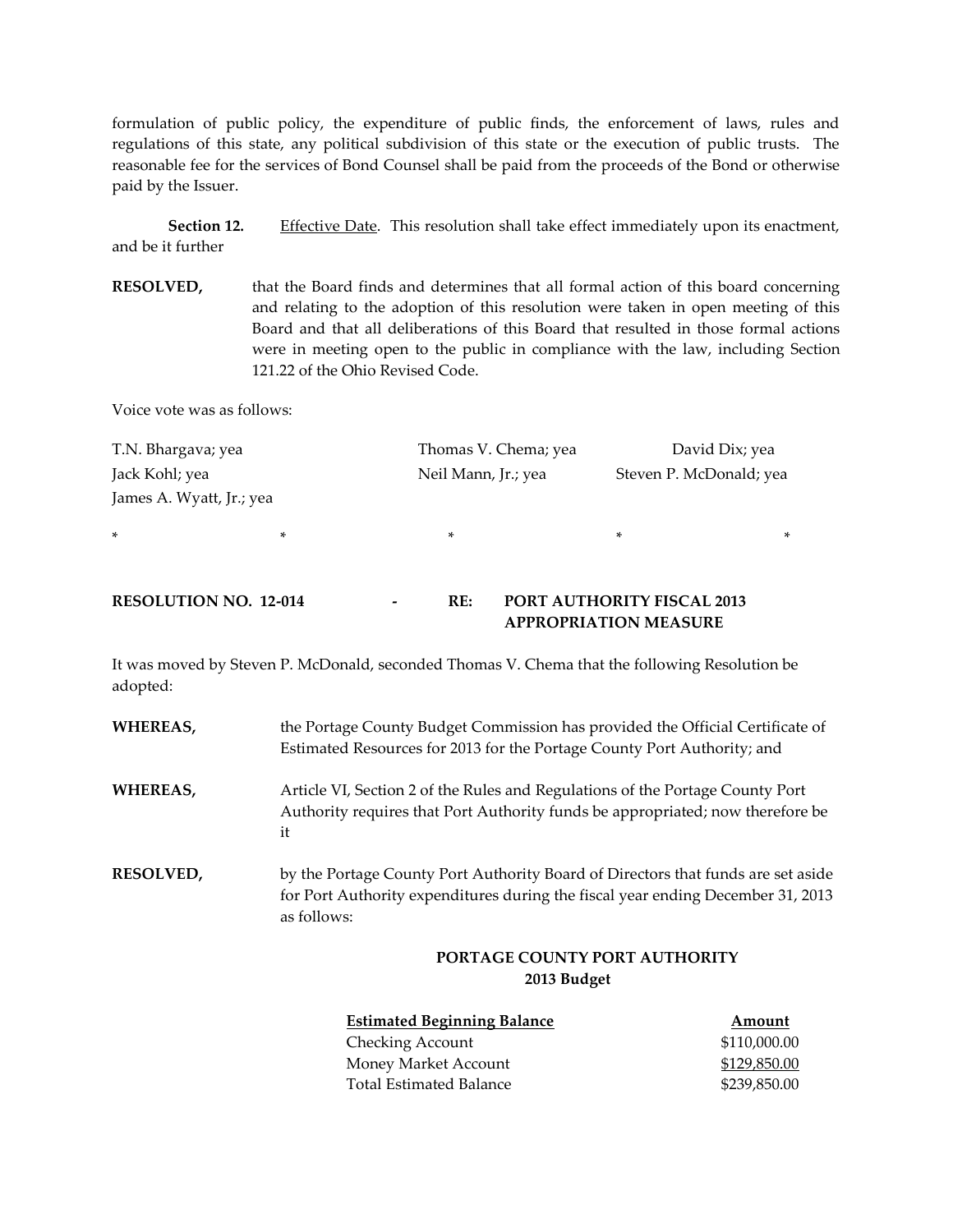formulation of public policy, the expenditure of public finds, the enforcement of laws, rules and regulations of this state, any political subdivision of this state or the execution of public trusts. The reasonable fee for the services of Bond Counsel shall be paid from the proceeds of the Bond or otherwise paid by the Issuer.

**Section 12.** Effective Date. This resolution shall take effect immediately upon its enactment, and be it further

**RESOLVED,** that the Board finds and determines that all formal action of this board concerning and relating to the adoption of this resolution were taken in open meeting of this Board and that all deliberations of this Board that resulted in those formal actions were in meeting open to the public in compliance with the law, including Section 121.22 of the Ohio Revised Code.

Voice vote was as follows:

T.N. Bhargava; yea — Thomas V. Chema; yea — David Dix; yea
Jack Kohl; yea — Neil Mann, Jr.; yea — Steven P. McDonald; yea
James A. Wyatt, Jr.; yea

* * * * *

**RESOLUTION NO. 12-014 - RE: PORT AUTHORITY FISCAL 2013 APPROPRIATION MEASURE**

It was moved by Steven P. McDonald, seconded Thomas V. Chema that the following Resolution be adopted:

**WHEREAS,** the Portage County Budget Commission has provided the Official Certificate of Estimated Resources for 2013 for the Portage County Port Authority; and

**WHEREAS,** Article VI, Section 2 of the Rules and Regulations of the Portage County Port Authority requires that Port Authority funds be appropriated; now therefore be it

**RESOLVED,** by the Portage County Port Authority Board of Directors that funds are set aside for Port Authority expenditures during the fiscal year ending December 31, 2013 as follows:

**PORTAGE COUNTY PORT AUTHORITY**
**2013 Budget**

| Estimated Beginning Balance | Amount |
|---|---|
| Checking Account | $110,000.00 |
| Money Market Account | $129,850.00 |
| Total Estimated Balance | $239,850.00 |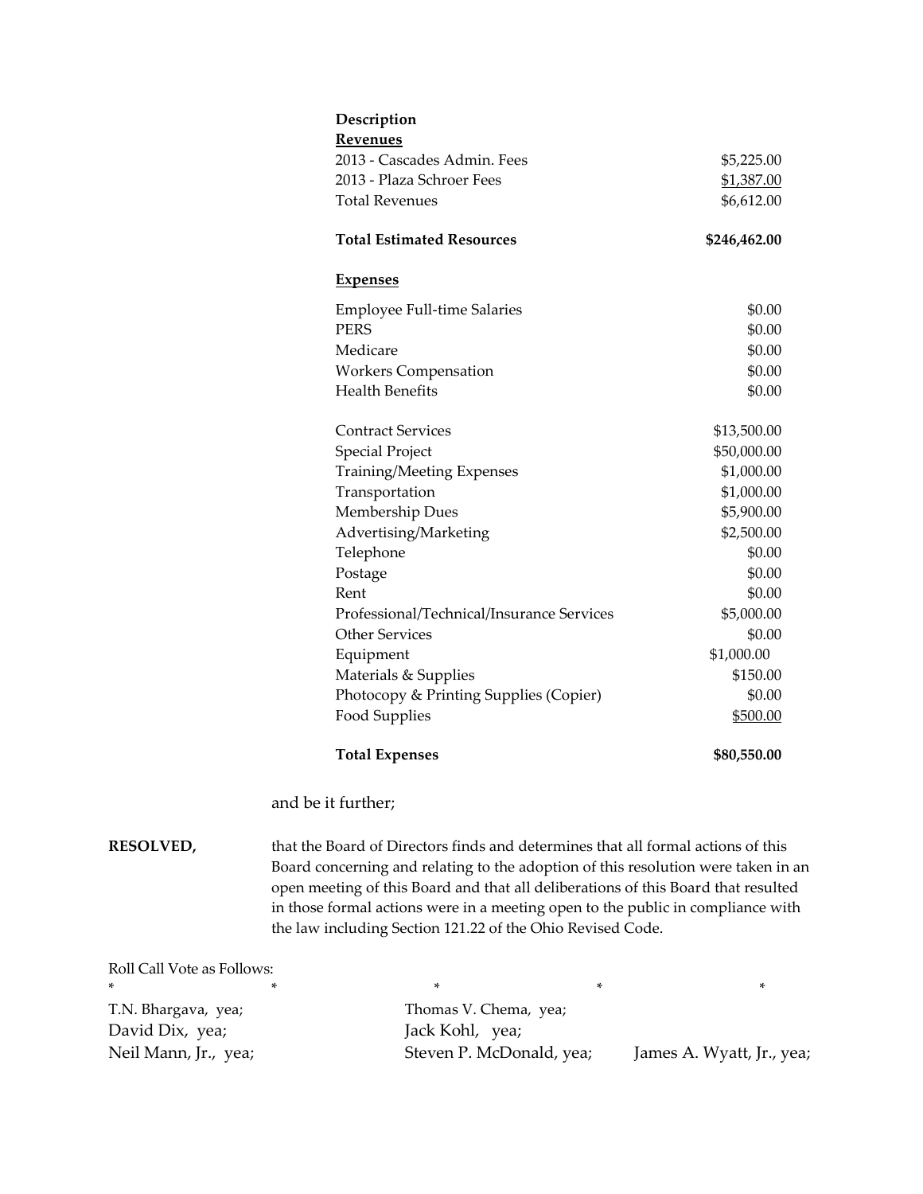| Description | |
|---|---|
| **Revenues** | |
| 2013 - Cascades Admin. Fees | $5,225.00 |
| 2013 - Plaza Schroer Fees | $1,387.00 |
| Total Revenues | $6,612.00 |
| **Total Estimated Resources** | **$246,462.00** |
| **Expenses** | |
| Employee Full-time Salaries | $0.00 |
| PERS | $0.00 |
| Medicare | $0.00 |
| Workers Compensation | $0.00 |
| Health Benefits | $0.00 |
| Contract Services | $13,500.00 |
| Special Project | $50,000.00 |
| Training/Meeting Expenses | $1,000.00 |
| Transportation | $1,000.00 |
| Membership Dues | $5,900.00 |
| Advertising/Marketing | $2,500.00 |
| Telephone | $0.00 |
| Postage | $0.00 |
| Rent | $0.00 |
| Professional/Technical/Insurance Services | $5,000.00 |
| Other Services | $0.00 |
| Equipment | $1,000.00 |
| Materials & Supplies | $150.00 |
| Photocopy & Printing Supplies (Copier) | $0.00 |
| Food Supplies | $500.00 |
| **Total Expenses** | **$80,550.00** |

and be it further;

**RESOLVED,** that the Board of Directors finds and determines that all formal actions of this Board concerning and relating to the adoption of this resolution were taken in an open meeting of this Board and that all deliberations of this Board that resulted in those formal actions were in a meeting open to the public in compliance with the law including Section 121.22 of the Ohio Revised Code.

Roll Call Vote as Follows:

\* \* \* \* \*

T.N. Bhargava, yea; Thomas V. Chema, yea;
David Dix, yea; Jack Kohl, yea;
Neil Mann, Jr., yea; Steven P. McDonald, yea; James A. Wyatt, Jr., yea;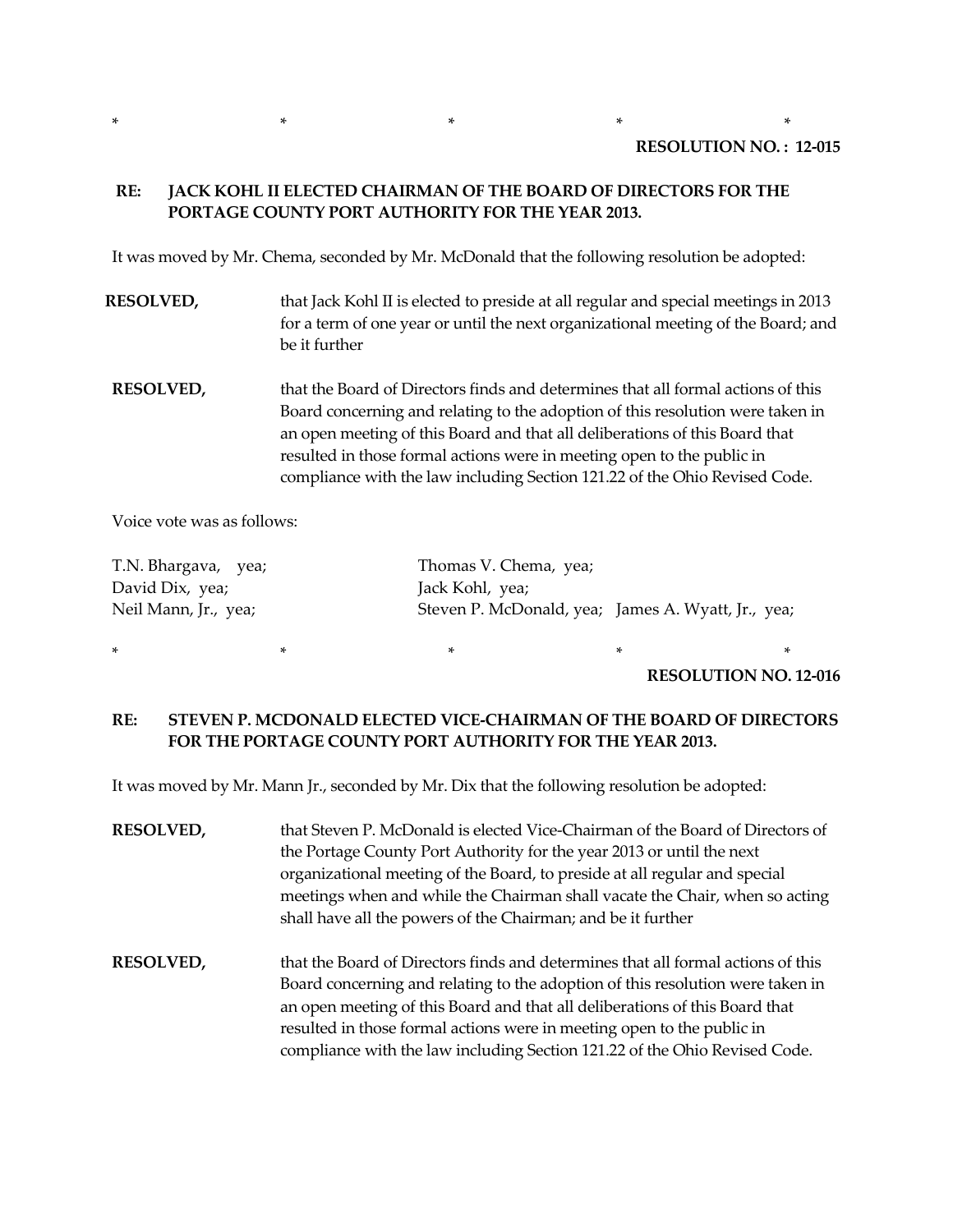\*                    \*                    \*                    \*                    \*

**RESOLUTION NO. : 12-015**

**RE: JACK KOHL II ELECTED CHAIRMAN OF THE BOARD OF DIRECTORS FOR THE PORTAGE COUNTY PORT AUTHORITY FOR THE YEAR 2013.**

It was moved by Mr. Chema, seconded by Mr. McDonald that the following resolution be adopted:

**RESOLVED,** that Jack Kohl II is elected to preside at all regular and special meetings in 2013 for a term of one year or until the next organizational meeting of the Board; and be it further

**RESOLVED,** that the Board of Directors finds and determines that all formal actions of this Board concerning and relating to the adoption of this resolution were taken in an open meeting of this Board and that all deliberations of this Board that resulted in those formal actions were in meeting open to the public in compliance with the law including Section 121.22 of the Ohio Revised Code.

Voice vote was as follows:

| | | |
|---|---|---|
| T.N. Bhargava, yea; | Thomas V. Chema, yea; | |
| David Dix, yea; | Jack Kohl, yea; | |
| Neil Mann, Jr., yea; | Steven P. McDonald, yea; | James A. Wyatt, Jr., yea; |

\*                    \*                    \*                    \*                    \*

**RESOLUTION NO. 12-016**

**RE: STEVEN P. MCDONALD ELECTED VICE-CHAIRMAN OF THE BOARD OF DIRECTORS FOR THE PORTAGE COUNTY PORT AUTHORITY FOR THE YEAR 2013.**

It was moved by Mr. Mann Jr., seconded by Mr. Dix that the following resolution be adopted:

**RESOLVED,** that Steven P. McDonald is elected Vice-Chairman of the Board of Directors of the Portage County Port Authority for the year 2013 or until the next organizational meeting of the Board, to preside at all regular and special meetings when and while the Chairman shall vacate the Chair, when so acting shall have all the powers of the Chairman; and be it further

**RESOLVED,** that the Board of Directors finds and determines that all formal actions of this Board concerning and relating to the adoption of this resolution were taken in an open meeting of this Board and that all deliberations of this Board that resulted in those formal actions were in meeting open to the public in compliance with the law including Section 121.22 of the Ohio Revised Code.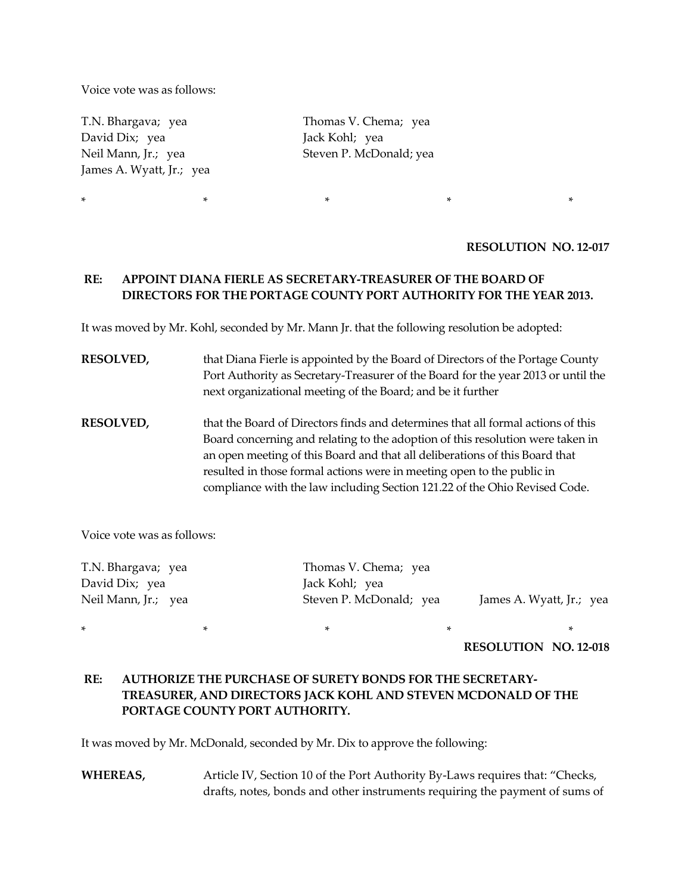Voice vote was as follows:

T.N. Bhargava; yea
Thomas V. Chema; yea
David Dix; yea
Jack Kohl; yea
Neil Mann, Jr.; yea
Steven P. McDonald; yea
James A. Wyatt, Jr.; yea

\*　　　　\*　　　　\*　　　　\*　　　　\*

**RESOLUTION NO. 12-017**

**RE: APPOINT DIANA FIERLE AS SECRETARY-TREASURER OF THE BOARD OF DIRECTORS FOR THE PORTAGE COUNTY PORT AUTHORITY FOR THE YEAR 2013.**

It was moved by Mr. Kohl, seconded by Mr. Mann Jr. that the following resolution be adopted:

**RESOLVED,** that Diana Fierle is appointed by the Board of Directors of the Portage County Port Authority as Secretary-Treasurer of the Board for the year 2013 or until the next organizational meeting of the Board; and be it further

**RESOLVED,** that the Board of Directors finds and determines that all formal actions of this Board concerning and relating to the adoption of this resolution were taken in an open meeting of this Board and that all deliberations of this Board that resulted in those formal actions were in meeting open to the public in compliance with the law including Section 121.22 of the Ohio Revised Code.

Voice vote was as follows:

T.N. Bhargava; yea
Thomas V. Chema; yea
David Dix; yea
Jack Kohl; yea
Neil Mann, Jr.; yea
Steven P. McDonald; yea
James A. Wyatt, Jr.; yea

\*　　　　\*　　　　\*　　　　\*　　　　\*

**RESOLUTION NO. 12-018**

**RE: AUTHORIZE THE PURCHASE OF SURETY BONDS FOR THE SECRETARY-TREASURER, AND DIRECTORS JACK KOHL AND STEVEN MCDONALD OF THE PORTAGE COUNTY PORT AUTHORITY.**

It was moved by Mr. McDonald, seconded by Mr. Dix to approve the following:

**WHEREAS,** Article IV, Section 10 of the Port Authority By-Laws requires that: "Checks, drafts, notes, bonds and other instruments requiring the payment of sums of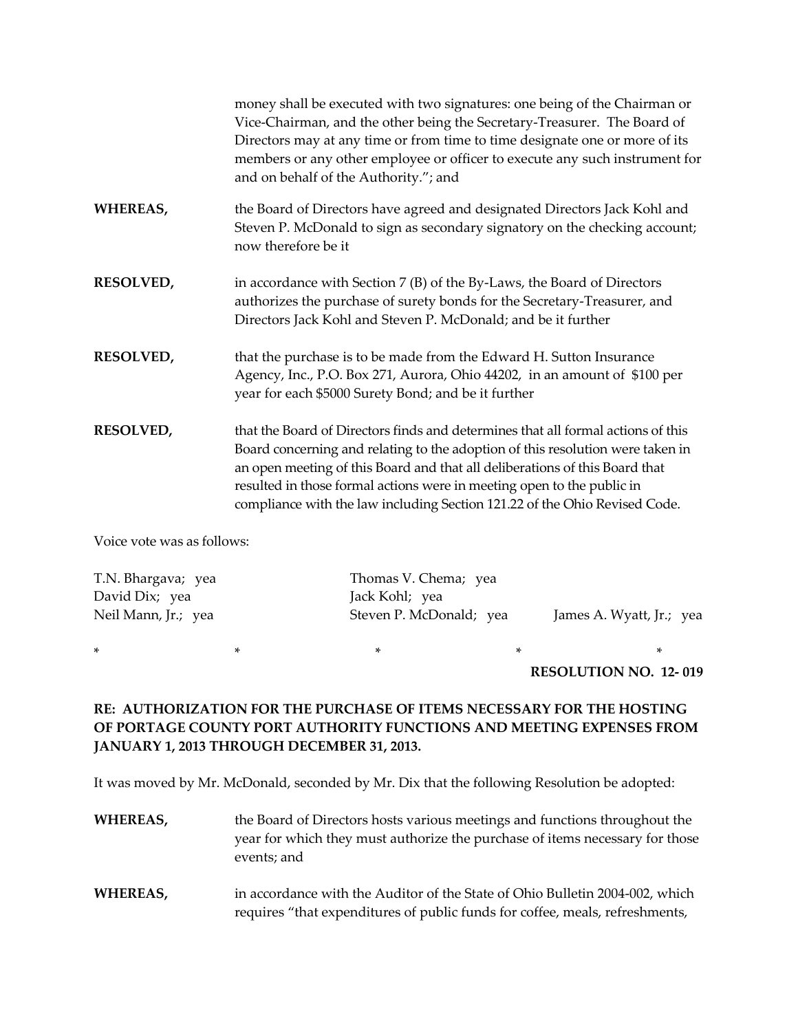money shall be executed with two signatures: one being of the Chairman or Vice-Chairman, and the other being the Secretary-Treasurer. The Board of Directors may at any time or from time to time designate one or more of its members or any other employee or officer to execute any such instrument for and on behalf of the Authority."; and

**WHEREAS,** the Board of Directors have agreed and designated Directors Jack Kohl and Steven P. McDonald to sign as secondary signatory on the checking account; now therefore be it

**RESOLVED,** in accordance with Section 7 (B) of the By-Laws, the Board of Directors authorizes the purchase of surety bonds for the Secretary-Treasurer, and Directors Jack Kohl and Steven P. McDonald; and be it further

**RESOLVED,** that the purchase is to be made from the Edward H. Sutton Insurance Agency, Inc., P.O. Box 271, Aurora, Ohio 44202, in an amount of $100 per year for each $5000 Surety Bond; and be it further

**RESOLVED,** that the Board of Directors finds and determines that all formal actions of this Board concerning and relating to the adoption of this resolution were taken in an open meeting of this Board and that all deliberations of this Board that resulted in those formal actions were in meeting open to the public in compliance with the law including Section 121.22 of the Ohio Revised Code.

Voice vote was as follows:

T.N. Bhargava; yea
Thomas V. Chema; yea
David Dix; yea
Jack Kohl; yea
Neil Mann, Jr.; yea
Steven P. McDonald; yea
James A. Wyatt, Jr.; yea

\*　　\*　　\*　　\*　　\*

**RESOLUTION NO. 12- 019**

**RE: AUTHORIZATION FOR THE PURCHASE OF ITEMS NECESSARY FOR THE HOSTING OF PORTAGE COUNTY PORT AUTHORITY FUNCTIONS AND MEETING EXPENSES FROM JANUARY 1, 2013 THROUGH DECEMBER 31, 2013.**

It was moved by Mr. McDonald, seconded by Mr. Dix that the following Resolution be adopted:

**WHEREAS,** the Board of Directors hosts various meetings and functions throughout the year for which they must authorize the purchase of items necessary for those events; and

**WHEREAS,** in accordance with the Auditor of the State of Ohio Bulletin 2004-002, which requires "that expenditures of public funds for coffee, meals, refreshments,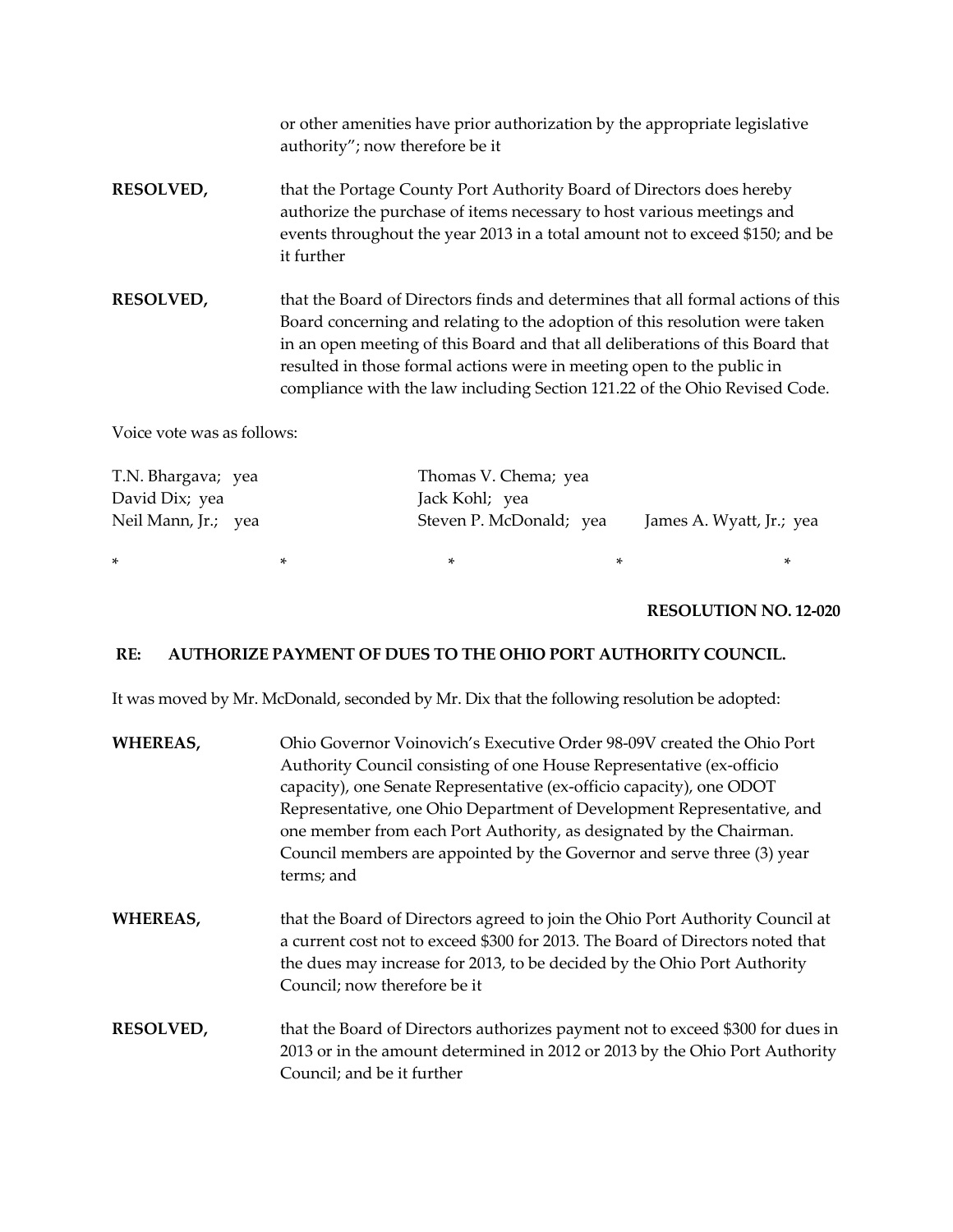or other amenities have prior authorization by the appropriate legislative authority"; now therefore be it

**RESOLVED,** that the Portage County Port Authority Board of Directors does hereby authorize the purchase of items necessary to host various meetings and events throughout the year 2013 in a total amount not to exceed $150; and be it further

**RESOLVED,** that the Board of Directors finds and determines that all formal actions of this Board concerning and relating to the adoption of this resolution were taken in an open meeting of this Board and that all deliberations of this Board that resulted in those formal actions were in meeting open to the public in compliance with the law including Section 121.22 of the Ohio Revised Code.

Voice vote was as follows:

| | | |
|---|---|---|
| T.N. Bhargava; yea | Thomas V. Chema; yea | |
| David Dix; yea | Jack Kohl; yea | |
| Neil Mann, Jr.; yea | Steven P. McDonald; yea | James A. Wyatt, Jr.; yea |

\* \* \* \* \*

**RESOLUTION NO. 12-020**

**RE: AUTHORIZE PAYMENT OF DUES TO THE OHIO PORT AUTHORITY COUNCIL.**

It was moved by Mr. McDonald, seconded by Mr. Dix that the following resolution be adopted:

**WHEREAS,** Ohio Governor Voinovich's Executive Order 98-09V created the Ohio Port Authority Council consisting of one House Representative (ex-officio capacity), one Senate Representative (ex-officio capacity), one ODOT Representative, one Ohio Department of Development Representative, and one member from each Port Authority, as designated by the Chairman. Council members are appointed by the Governor and serve three (3) year terms; and

**WHEREAS,** that the Board of Directors agreed to join the Ohio Port Authority Council at a current cost not to exceed $300 for 2013. The Board of Directors noted that the dues may increase for 2013, to be decided by the Ohio Port Authority Council; now therefore be it

**RESOLVED,** that the Board of Directors authorizes payment not to exceed $300 for dues in 2013 or in the amount determined in 2012 or 2013 by the Ohio Port Authority Council; and be it further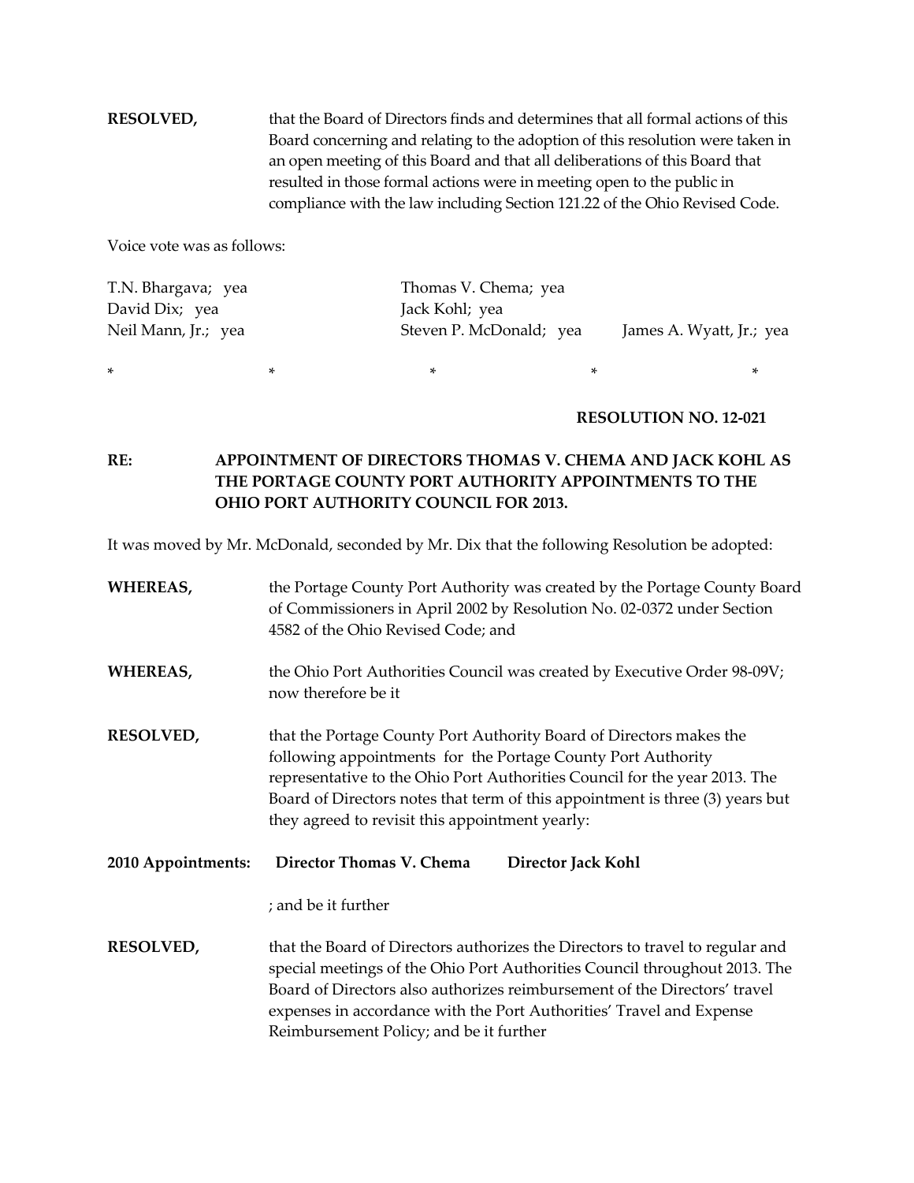**RESOLVED,** that the Board of Directors finds and determines that all formal actions of this Board concerning and relating to the adoption of this resolution were taken in an open meeting of this Board and that all deliberations of this Board that resulted in those formal actions were in meeting open to the public in compliance with the law including Section 121.22 of the Ohio Revised Code.

Voice vote was as follows:

| | | |
|---|---|---|
| T.N. Bhargava; yea | Thomas V. Chema; yea | |
| David Dix; yea | Jack Kohl; yea | |
| Neil Mann, Jr.; yea | Steven P. McDonald; yea | James A. Wyatt, Jr.; yea |

\* \* \* \* \*

**RESOLUTION NO. 12-021**

**RE: APPOINTMENT OF DIRECTORS THOMAS V. CHEMA AND JACK KOHL AS THE PORTAGE COUNTY PORT AUTHORITY APPOINTMENTS TO THE OHIO PORT AUTHORITY COUNCIL FOR 2013.**

It was moved by Mr. McDonald, seconded by Mr. Dix that the following Resolution be adopted:

**WHEREAS,** the Portage County Port Authority was created by the Portage County Board of Commissioners in April 2002 by Resolution No. 02-0372 under Section 4582 of the Ohio Revised Code; and

**WHEREAS,** the Ohio Port Authorities Council was created by Executive Order 98-09V; now therefore be it

**RESOLVED,** that the Portage County Port Authority Board of Directors makes the following appointments for the Portage County Port Authority representative to the Ohio Port Authorities Council for the year 2013. The Board of Directors notes that term of this appointment is three (3) years but they agreed to revisit this appointment yearly:

**2010 Appointments:** **Director Thomas V. Chema** **Director Jack Kohl**

; and be it further

**RESOLVED,** that the Board of Directors authorizes the Directors to travel to regular and special meetings of the Ohio Port Authorities Council throughout 2013. The Board of Directors also authorizes reimbursement of the Directors' travel expenses in accordance with the Port Authorities' Travel and Expense Reimbursement Policy; and be it further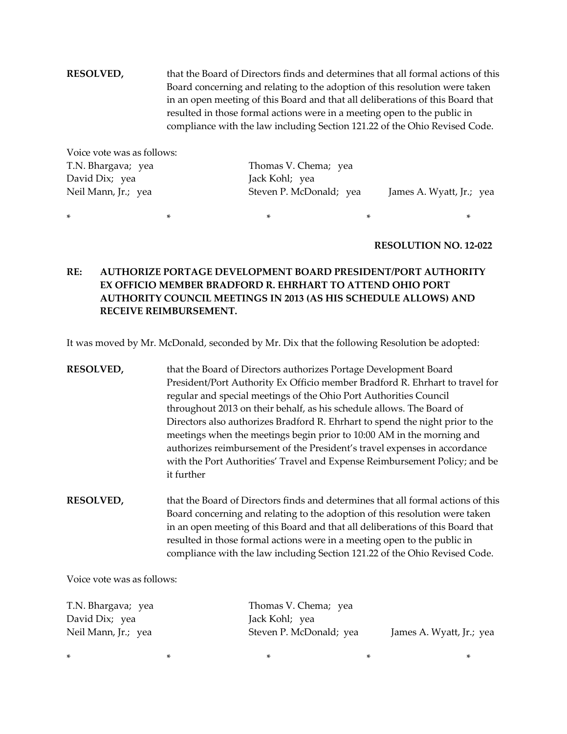**RESOLVED,** that the Board of Directors finds and determines that all formal actions of this Board concerning and relating to the adoption of this resolution were taken in an open meeting of this Board and that all deliberations of this Board that resulted in those formal actions were in a meeting open to the public in compliance with the law including Section 121.22 of the Ohio Revised Code.

Voice vote was as follows:

| | | |
|---|---|---|
| T.N. Bhargava; yea | Thomas V. Chema; yea | |
| David Dix; yea | Jack Kohl; yea | |
| Neil Mann, Jr.; yea | Steven P. McDonald; yea | James A. Wyatt, Jr.; yea |

\* \* \* \* \*

**RESOLUTION NO. 12-022**

**RE: AUTHORIZE PORTAGE DEVELOPMENT BOARD PRESIDENT/PORT AUTHORITY EX OFFICIO MEMBER BRADFORD R. EHRHART TO ATTEND OHIO PORT AUTHORITY COUNCIL MEETINGS IN 2013 (AS HIS SCHEDULE ALLOWS) AND RECEIVE REIMBURSEMENT.**

It was moved by Mr. McDonald, seconded by Mr. Dix that the following Resolution be adopted:

**RESOLVED,** that the Board of Directors authorizes Portage Development Board President/Port Authority Ex Officio member Bradford R. Ehrhart to travel for regular and special meetings of the Ohio Port Authorities Council throughout 2013 on their behalf, as his schedule allows. The Board of Directors also authorizes Bradford R. Ehrhart to spend the night prior to the meetings when the meetings begin prior to 10:00 AM in the morning and authorizes reimbursement of the President's travel expenses in accordance with the Port Authorities' Travel and Expense Reimbursement Policy; and be it further

**RESOLVED,** that the Board of Directors finds and determines that all formal actions of this Board concerning and relating to the adoption of this resolution were taken in an open meeting of this Board and that all deliberations of this Board that resulted in those formal actions were in a meeting open to the public in compliance with the law including Section 121.22 of the Ohio Revised Code.

Voice vote was as follows:

| | | |
|---|---|---|
| T.N. Bhargava; yea | Thomas V. Chema; yea | |
| David Dix; yea | Jack Kohl; yea | |
| Neil Mann, Jr.; yea | Steven P. McDonald; yea | James A. Wyatt, Jr.; yea |

\* \* \* \* \*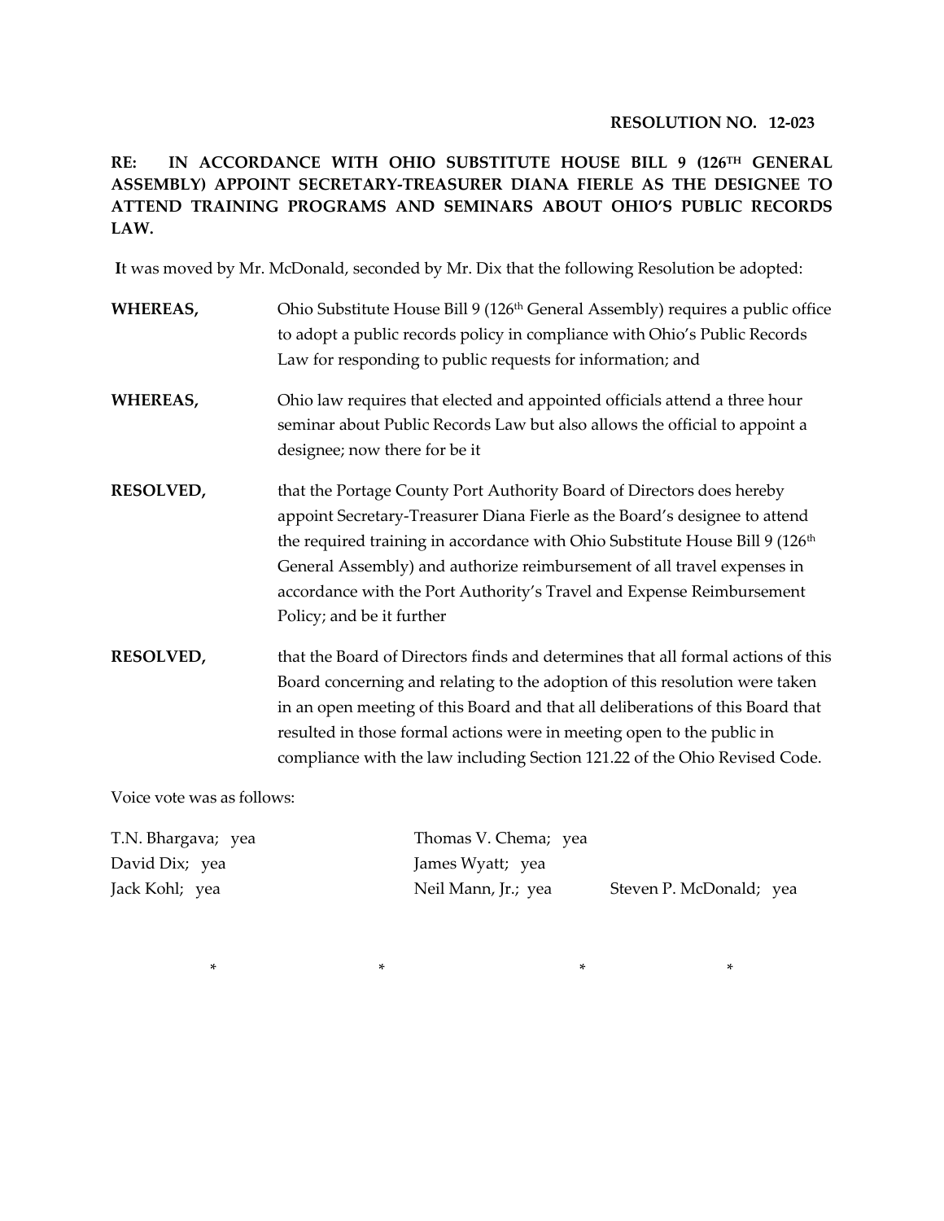**RESOLUTION NO. 12-023**

**RE: IN ACCORDANCE WITH OHIO SUBSTITUTE HOUSE BILL 9 (126TH GENERAL ASSEMBLY) APPOINT SECRETARY-TREASURER DIANA FIERLE AS THE DESIGNEE TO ATTEND TRAINING PROGRAMS AND SEMINARS ABOUT OHIO'S PUBLIC RECORDS LAW.**

It was moved by Mr. McDonald, seconded by Mr. Dix that the following Resolution be adopted:

**WHEREAS,** Ohio Substitute House Bill 9 (126th General Assembly) requires a public office to adopt a public records policy in compliance with Ohio's Public Records Law for responding to public requests for information; and

**WHEREAS,** Ohio law requires that elected and appointed officials attend a three hour seminar about Public Records Law but also allows the official to appoint a designee; now there for be it

**RESOLVED,** that the Portage County Port Authority Board of Directors does hereby appoint Secretary-Treasurer Diana Fierle as the Board's designee to attend the required training in accordance with Ohio Substitute House Bill 9 (126th General Assembly) and authorize reimbursement of all travel expenses in accordance with the Port Authority's Travel and Expense Reimbursement Policy; and be it further

**RESOLVED,** that the Board of Directors finds and determines that all formal actions of this Board concerning and relating to the adoption of this resolution were taken in an open meeting of this Board and that all deliberations of this Board that resulted in those formal actions were in meeting open to the public in compliance with the law including Section 121.22 of the Ohio Revised Code.

Voice vote was as follows:

| | | |
|---|---|---|
| T.N. Bhargava; yea | Thomas V. Chema; yea | |
| David Dix; yea | James Wyatt; yea | |
| Jack Kohl; yea | Neil Mann, Jr.; yea | Steven P. McDonald; yea |

\* \* \* \*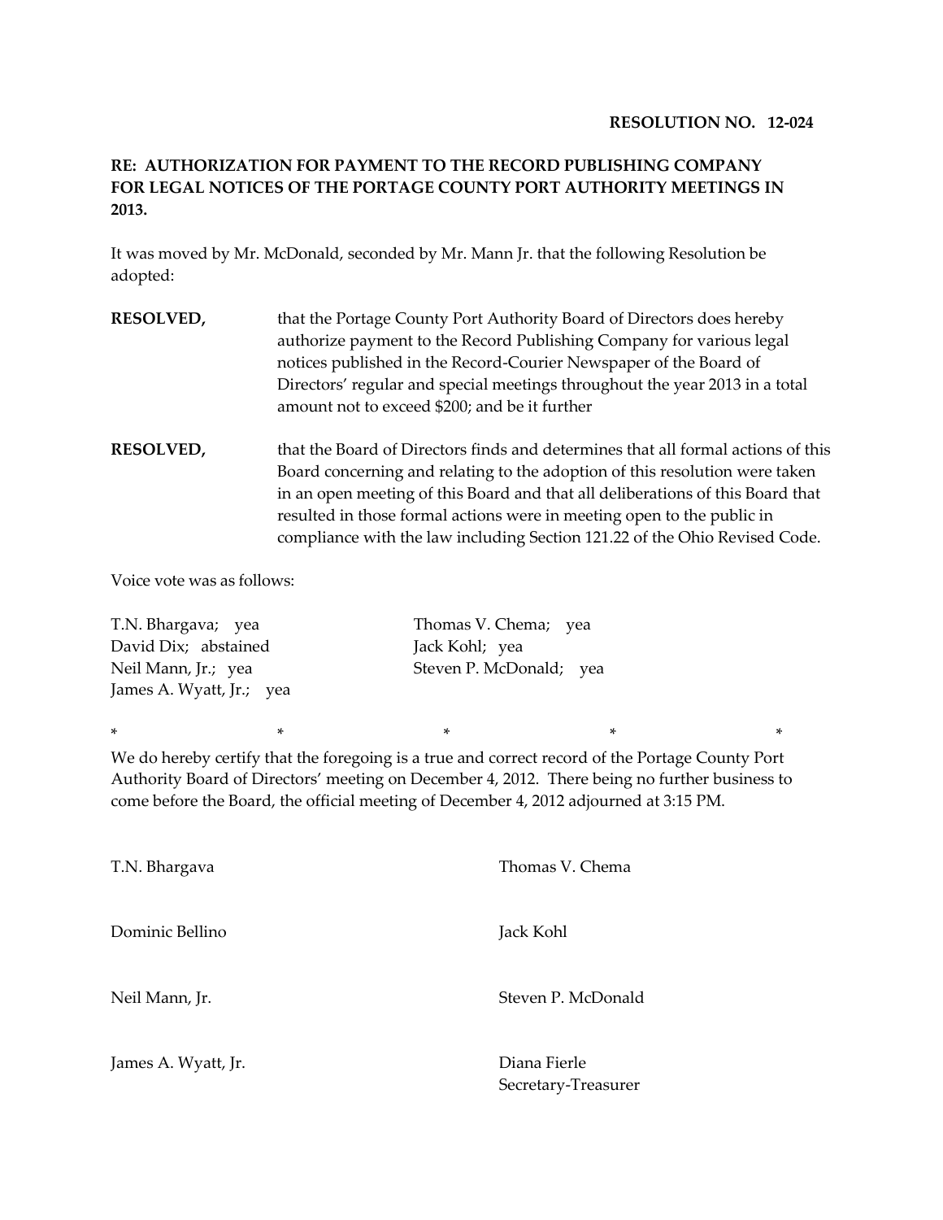**RESOLUTION NO. 12-024**

**RE: AUTHORIZATION FOR PAYMENT TO THE RECORD PUBLISHING COMPANY FOR LEGAL NOTICES OF THE PORTAGE COUNTY PORT AUTHORITY MEETINGS IN 2013.**

It was moved by Mr. McDonald, seconded by Mr. Mann Jr. that the following Resolution be adopted:

**RESOLVED,** that the Portage County Port Authority Board of Directors does hereby authorize payment to the Record Publishing Company for various legal notices published in the Record-Courier Newspaper of the Board of Directors' regular and special meetings throughout the year 2013 in a total amount not to exceed $200; and be it further

**RESOLVED,** that the Board of Directors finds and determines that all formal actions of this Board concerning and relating to the adoption of this resolution were taken in an open meeting of this Board and that all deliberations of this Board that resulted in those formal actions were in meeting open to the public in compliance with the law including Section 121.22 of the Ohio Revised Code.

Voice vote was as follows:

T.N. Bhargava; yea
Thomas V. Chema; yea
David Dix; abstained
Jack Kohl; yea
Neil Mann, Jr.; yea
Steven P. McDonald; yea
James A. Wyatt, Jr.; yea

\* \* \* \* \*

We do hereby certify that the foregoing is a true and correct record of the Portage County Port Authority Board of Directors' meeting on December 4, 2012. There being no further business to come before the Board, the official meeting of December 4, 2012 adjourned at 3:15 PM.

T.N. Bhargava

Thomas V. Chema

Dominic Bellino

Jack Kohl

Neil Mann, Jr.

Steven P. McDonald

James A. Wyatt, Jr.

Diana Fierle
Secretary-Treasurer